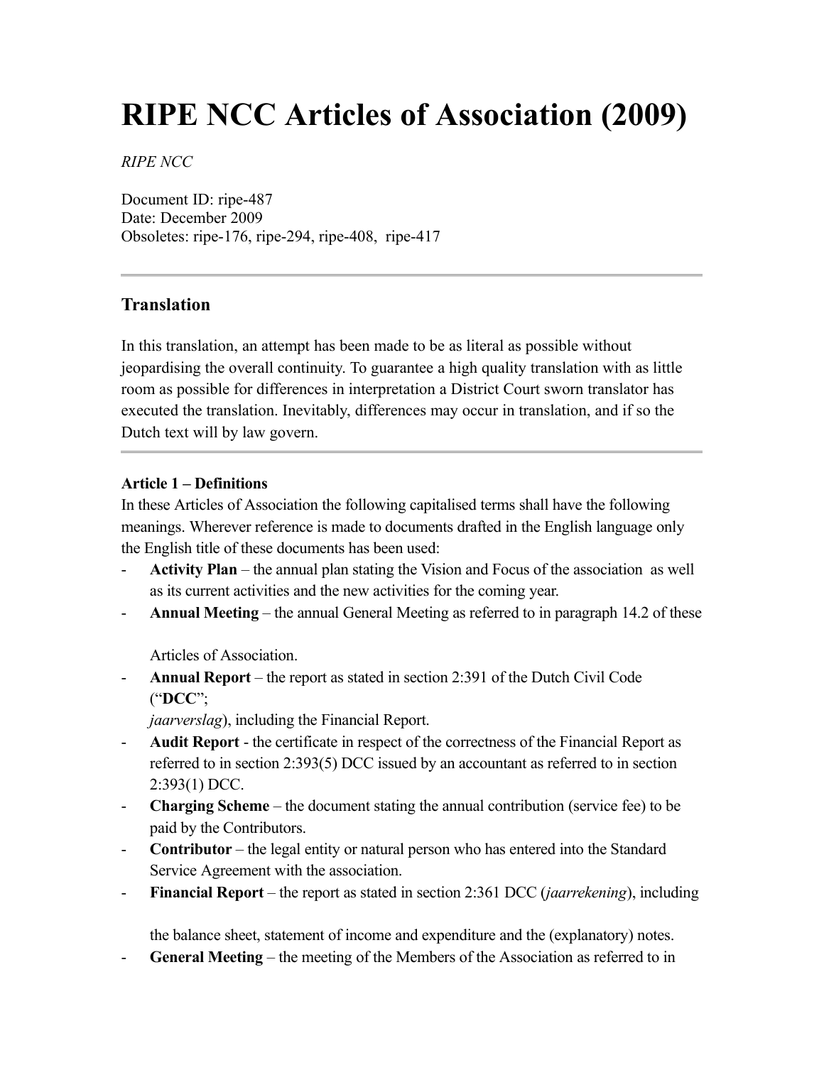# RIPE NCC Articles of Association (2009)

*RIPE NCC*

Document ID: ripe-487
Date: December 2009
Obsoletes: ripe-176, ripe-294, ripe-408, ripe-417

---

## Translation

In this translation, an attempt has been made to be as literal as possible without jeopardising the overall continuity. To guarantee a high quality translation with as little room as possible for differences in interpretation a District Court sworn translator has executed the translation. Inevitably, differences may occur in translation, and if so the Dutch text will by law govern.

---

**Article 1 – Definitions**

In these Articles of Association the following capitalised terms shall have the following meanings. Wherever reference is made to documents drafted in the English language only the English title of these documents has been used:

- **Activity Plan** – the annual plan stating the Vision and Focus of the association as well as its current activities and the new activities for the coming year.
- **Annual Meeting** – the annual General Meeting as referred to in paragraph 14.2 of these Articles of Association.
- **Annual Report** – the report as stated in section 2:391 of the Dutch Civil Code ("**DCC**"; *jaarverslag*), including the Financial Report.
- **Audit Report** - the certificate in respect of the correctness of the Financial Report as referred to in section 2:393(5) DCC issued by an accountant as referred to in section 2:393(1) DCC.
- **Charging Scheme** – the document stating the annual contribution (service fee) to be paid by the Contributors.
- **Contributor** – the legal entity or natural person who has entered into the Standard Service Agreement with the association.
- **Financial Report** – the report as stated in section 2:361 DCC (*jaarrekening*), including the balance sheet, statement of income and expenditure and the (explanatory) notes.
- **General Meeting** – the meeting of the Members of the Association as referred to in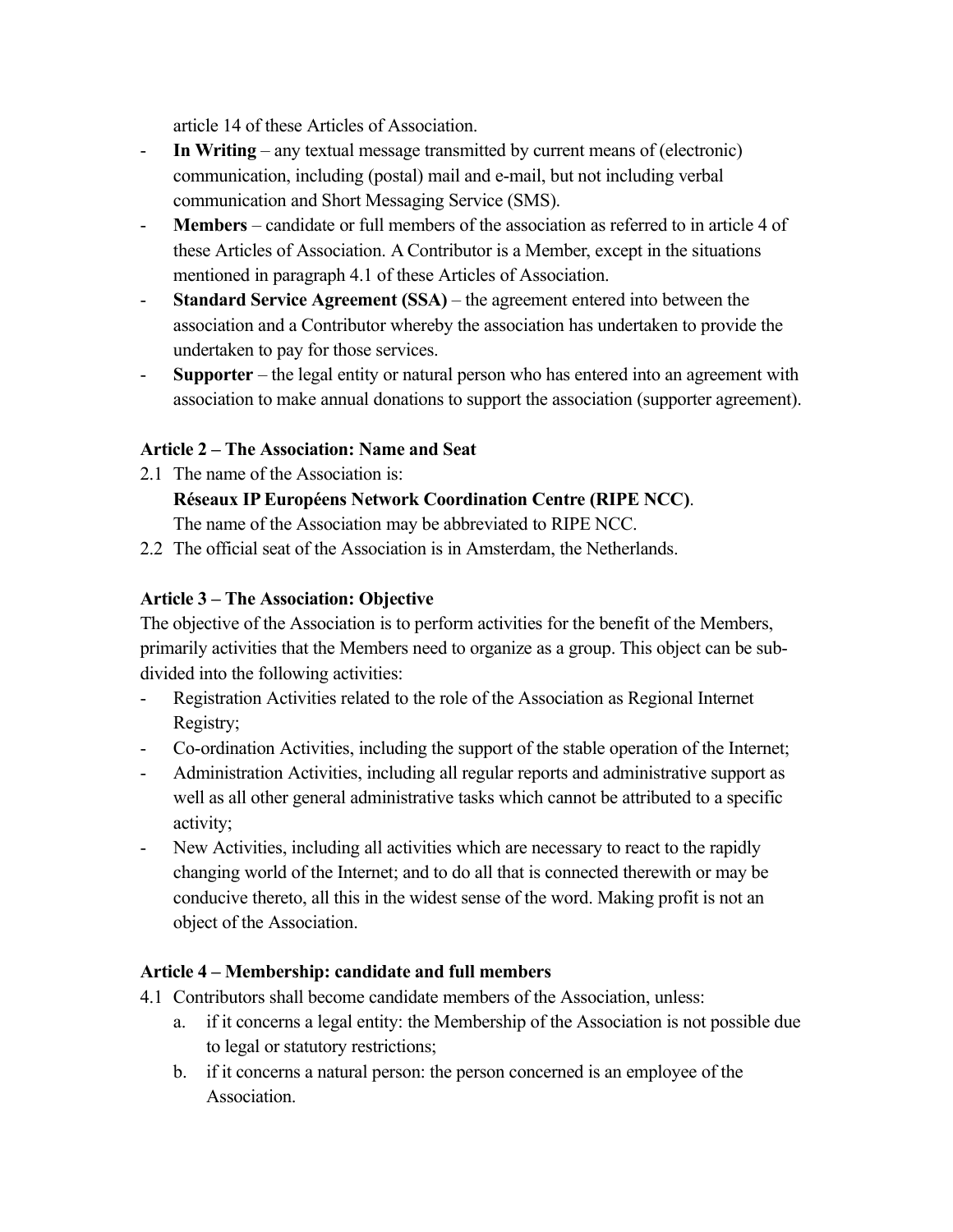article 14 of these Articles of Association.

- **In Writing** – any textual message transmitted by current means of (electronic) communication, including (postal) mail and e-mail, but not including verbal communication and Short Messaging Service (SMS).
- **Members** – candidate or full members of the association as referred to in article 4 of these Articles of Association. A Contributor is a Member, except in the situations mentioned in paragraph 4.1 of these Articles of Association.
- **Standard Service Agreement (SSA)** – the agreement entered into between the association and a Contributor whereby the association has undertaken to provide the undertaken to pay for those services.
- **Supporter** – the legal entity or natural person who has entered into an agreement with association to make annual donations to support the association (supporter agreement).

### Article 2 – The Association: Name and Seat

2.1 The name of the Association is:
**Réseaux IP Européens Network Coordination Centre (RIPE NCC)**.
The name of the Association may be abbreviated to RIPE NCC.

2.2 The official seat of the Association is in Amsterdam, the Netherlands.

### Article 3 – The Association: Objective

The objective of the Association is to perform activities for the benefit of the Members, primarily activities that the Members need to organize as a group. This object can be sub-divided into the following activities:

- Registration Activities related to the role of the Association as Regional Internet Registry;
- Co-ordination Activities, including the support of the stable operation of the Internet;
- Administration Activities, including all regular reports and administrative support as well as all other general administrative tasks which cannot be attributed to a specific activity;
- New Activities, including all activities which are necessary to react to the rapidly changing world of the Internet; and to do all that is connected therewith or may be conducive thereto, all this in the widest sense of the word. Making profit is not an object of the Association.

### Article 4 – Membership: candidate and full members

4.1 Contributors shall become candidate members of the Association, unless:

a. if it concerns a legal entity: the Membership of the Association is not possible due to legal or statutory restrictions;

b. if it concerns a natural person: the person concerned is an employee of the Association.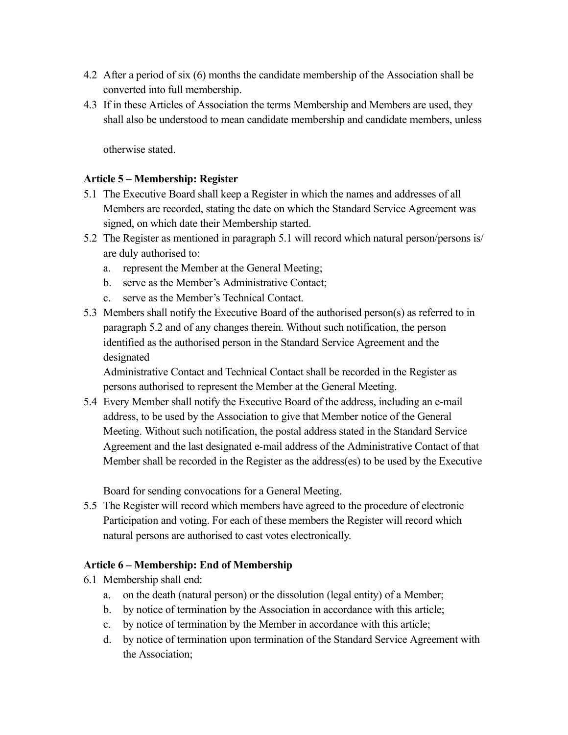4.2 After a period of six (6) months the candidate membership of the Association shall be converted into full membership.

4.3 If in these Articles of Association the terms Membership and Members are used, they shall also be understood to mean candidate membership and candidate members, unless otherwise stated.

### Article 5 – Membership: Register

5.1 The Executive Board shall keep a Register in which the names and addresses of all Members are recorded, stating the date on which the Standard Service Agreement was signed, on which date their Membership started.

5.2 The Register as mentioned in paragraph 5.1 will record which natural person/persons is/are duly authorised to:

   a. represent the Member at the General Meeting;
   b. serve as the Member's Administrative Contact;
   c. serve as the Member's Technical Contact.

5.3 Members shall notify the Executive Board of the authorised person(s) as referred to in paragraph 5.2 and of any changes therein. Without such notification, the person identified as the authorised person in the Standard Service Agreement and the designated Administrative Contact and Technical Contact shall be recorded in the Register as persons authorised to represent the Member at the General Meeting.

5.4 Every Member shall notify the Executive Board of the address, including an e-mail address, to be used by the Association to give that Member notice of the General Meeting. Without such notification, the postal address stated in the Standard Service Agreement and the last designated e-mail address of the Administrative Contact of that Member shall be recorded in the Register as the address(es) to be used by the Executive Board for sending convocations for a General Meeting.

5.5 The Register will record which members have agreed to the procedure of electronic Participation and voting. For each of these members the Register will record which natural persons are authorised to cast votes electronically.

### Article 6 – Membership: End of Membership

6.1 Membership shall end:

   a. on the death (natural person) or the dissolution (legal entity) of a Member;
   b. by notice of termination by the Association in accordance with this article;
   c. by notice of termination by the Member in accordance with this article;
   d. by notice of termination upon termination of the Standard Service Agreement with the Association;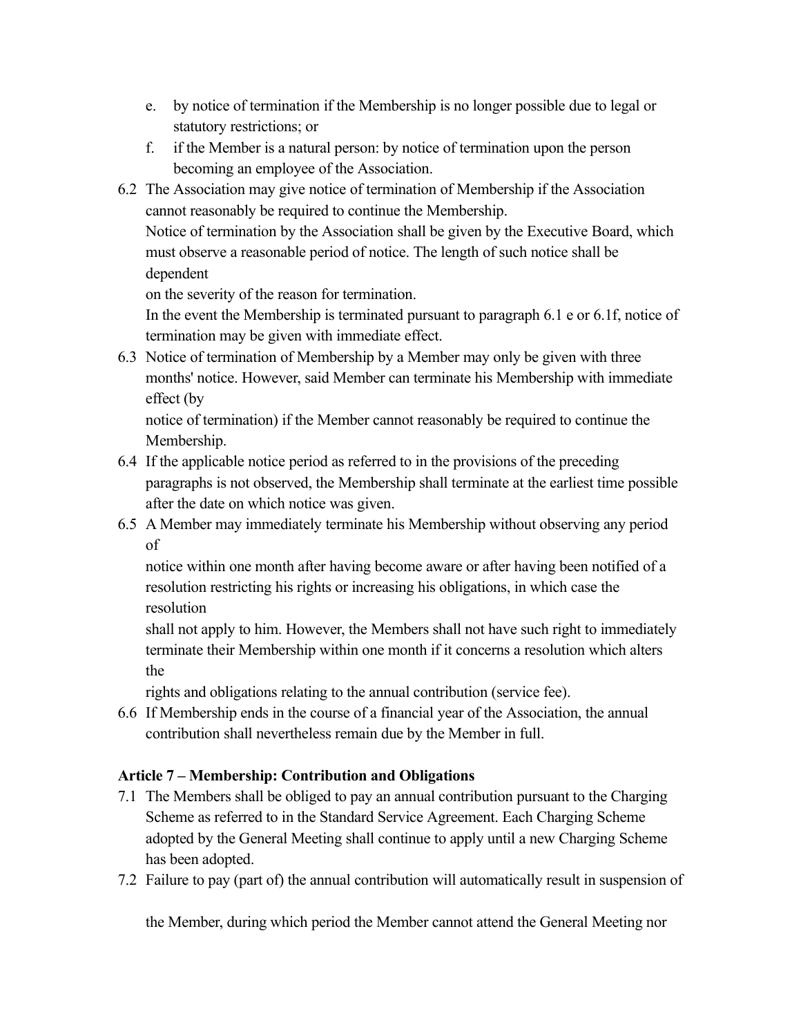e. by notice of termination if the Membership is no longer possible due to legal or statutory restrictions; or
f. if the Member is a natural person: by notice of termination upon the person becoming an employee of the Association.

6.2 The Association may give notice of termination of Membership if the Association cannot reasonably be required to continue the Membership.
Notice of termination by the Association shall be given by the Executive Board, which must observe a reasonable period of notice. The length of such notice shall be dependent on the severity of the reason for termination.
In the event the Membership is terminated pursuant to paragraph 6.1 e or 6.1f, notice of termination may be given with immediate effect.

6.3 Notice of termination of Membership by a Member may only be given with three months' notice. However, said Member can terminate his Membership with immediate effect (by notice of termination) if the Member cannot reasonably be required to continue the Membership.

6.4 If the applicable notice period as referred to in the provisions of the preceding paragraphs is not observed, the Membership shall terminate at the earliest time possible after the date on which notice was given.

6.5 A Member may immediately terminate his Membership without observing any period of notice within one month after having become aware or after having been notified of a resolution restricting his rights or increasing his obligations, in which case the resolution shall not apply to him. However, the Members shall not have such right to immediately terminate their Membership within one month if it concerns a resolution which alters the rights and obligations relating to the annual contribution (service fee).

6.6 If Membership ends in the course of a financial year of the Association, the annual contribution shall nevertheless remain due by the Member in full.

**Article 7 – Membership: Contribution and Obligations**

7.1 The Members shall be obliged to pay an annual contribution pursuant to the Charging Scheme as referred to in the Standard Service Agreement. Each Charging Scheme adopted by the General Meeting shall continue to apply until a new Charging Scheme has been adopted.

7.2 Failure to pay (part of) the annual contribution will automatically result in suspension of the Member, during which period the Member cannot attend the General Meeting nor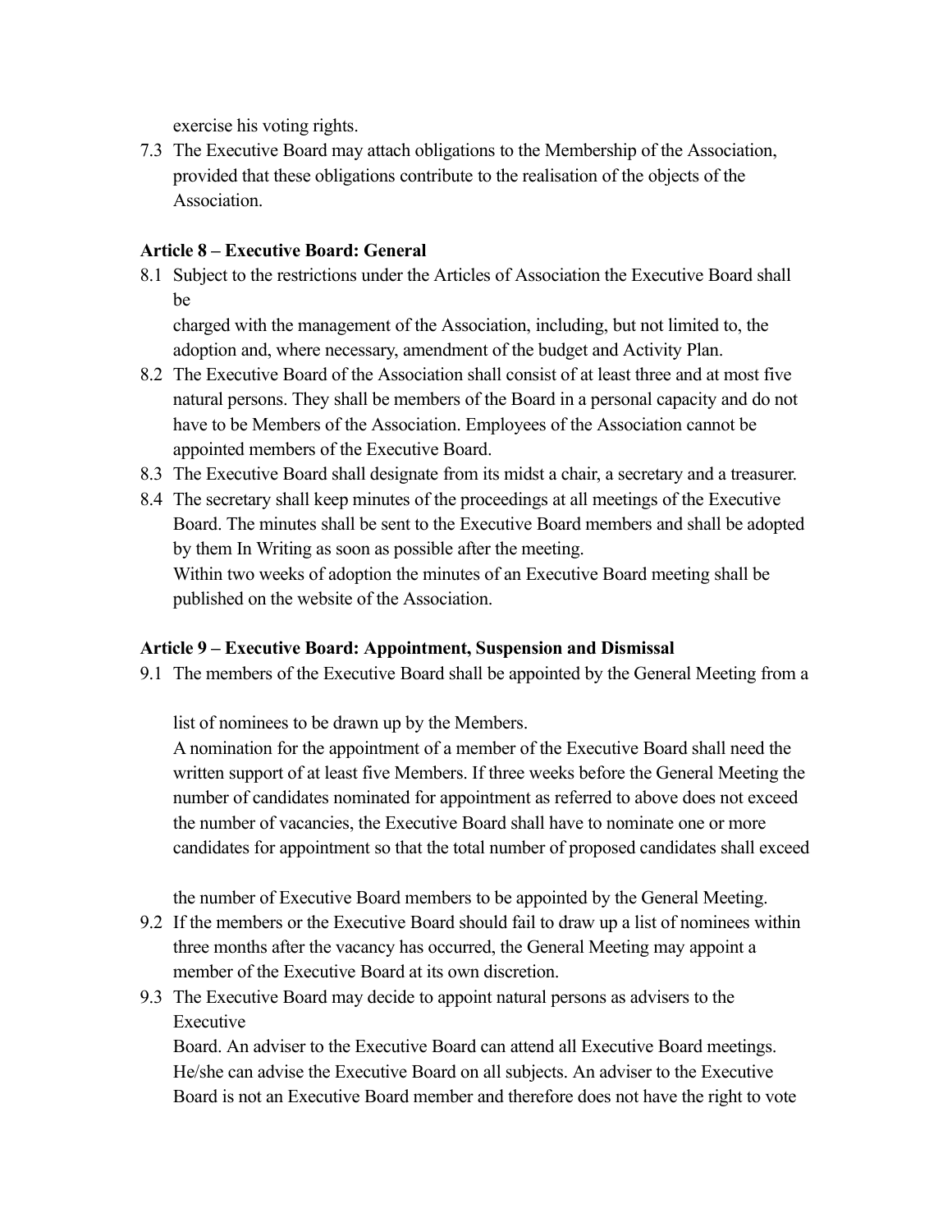exercise his voting rights.

7.3 The Executive Board may attach obligations to the Membership of the Association, provided that these obligations contribute to the realisation of the objects of the Association.

**Article 8 – Executive Board: General**

8.1 Subject to the restrictions under the Articles of Association the Executive Board shall be charged with the management of the Association, including, but not limited to, the adoption and, where necessary, amendment of the budget and Activity Plan.

8.2 The Executive Board of the Association shall consist of at least three and at most five natural persons. They shall be members of the Board in a personal capacity and do not have to be Members of the Association. Employees of the Association cannot be appointed members of the Executive Board.

8.3 The Executive Board shall designate from its midst a chair, a secretary and a treasurer.

8.4 The secretary shall keep minutes of the proceedings at all meetings of the Executive Board. The minutes shall be sent to the Executive Board members and shall be adopted by them In Writing as soon as possible after the meeting.
Within two weeks of adoption the minutes of an Executive Board meeting shall be published on the website of the Association.

**Article 9 – Executive Board: Appointment, Suspension and Dismissal**

9.1 The members of the Executive Board shall be appointed by the General Meeting from a list of nominees to be drawn up by the Members.
A nomination for the appointment of a member of the Executive Board shall need the written support of at least five Members. If three weeks before the General Meeting the number of candidates nominated for appointment as referred to above does not exceed the number of vacancies, the Executive Board shall have to nominate one or more candidates for appointment so that the total number of proposed candidates shall exceed the number of Executive Board members to be appointed by the General Meeting.

9.2 If the members or the Executive Board should fail to draw up a list of nominees within three months after the vacancy has occurred, the General Meeting may appoint a member of the Executive Board at its own discretion.

9.3 The Executive Board may decide to appoint natural persons as advisers to the Executive Board. An adviser to the Executive Board can attend all Executive Board meetings. He/she can advise the Executive Board on all subjects. An adviser to the Executive Board is not an Executive Board member and therefore does not have the right to vote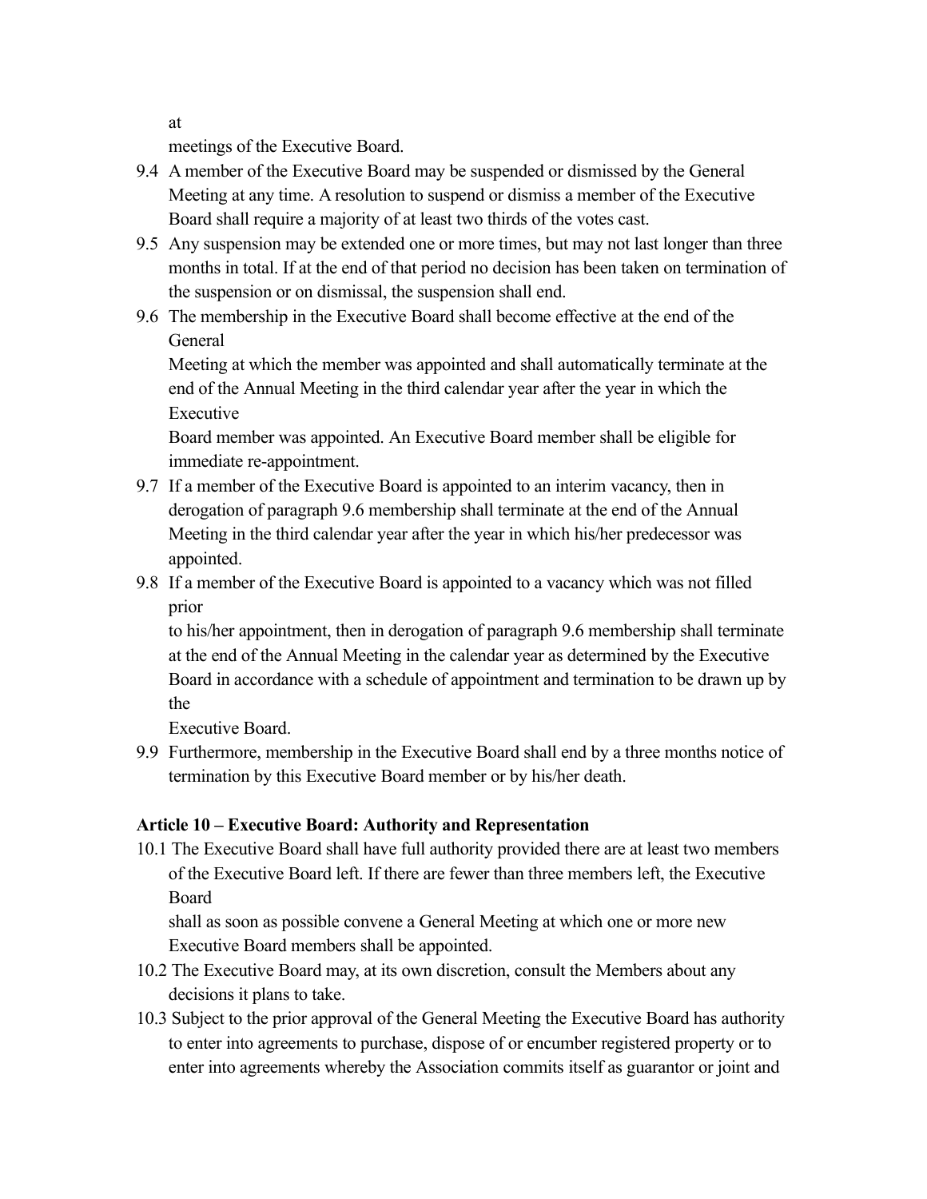at
meetings of the Executive Board.

9.4 A member of the Executive Board may be suspended or dismissed by the General Meeting at any time. A resolution to suspend or dismiss a member of the Executive Board shall require a majority of at least two thirds of the votes cast.

9.5 Any suspension may be extended one or more times, but may not last longer than three months in total. If at the end of that period no decision has been taken on termination of the suspension or on dismissal, the suspension shall end.

9.6 The membership in the Executive Board shall become effective at the end of the General
Meeting at which the member was appointed and shall automatically terminate at the end of the Annual Meeting in the third calendar year after the year in which the Executive
Board member was appointed. An Executive Board member shall be eligible for immediate re-appointment.

9.7 If a member of the Executive Board is appointed to an interim vacancy, then in derogation of paragraph 9.6 membership shall terminate at the end of the Annual Meeting in the third calendar year after the year in which his/her predecessor was appointed.

9.8 If a member of the Executive Board is appointed to a vacancy which was not filled prior
to his/her appointment, then in derogation of paragraph 9.6 membership shall terminate at the end of the Annual Meeting in the calendar year as determined by the Executive Board in accordance with a schedule of appointment and termination to be drawn up by the
Executive Board.

9.9 Furthermore, membership in the Executive Board shall end by a three months notice of termination by this Executive Board member or by his/her death.

**Article 10 – Executive Board: Authority and Representation**

10.1 The Executive Board shall have full authority provided there are at least two members of the Executive Board left. If there are fewer than three members left, the Executive Board
shall as soon as possible convene a General Meeting at which one or more new Executive Board members shall be appointed.

10.2 The Executive Board may, at its own discretion, consult the Members about any decisions it plans to take.

10.3 Subject to the prior approval of the General Meeting the Executive Board has authority to enter into agreements to purchase, dispose of or encumber registered property or to enter into agreements whereby the Association commits itself as guarantor or joint and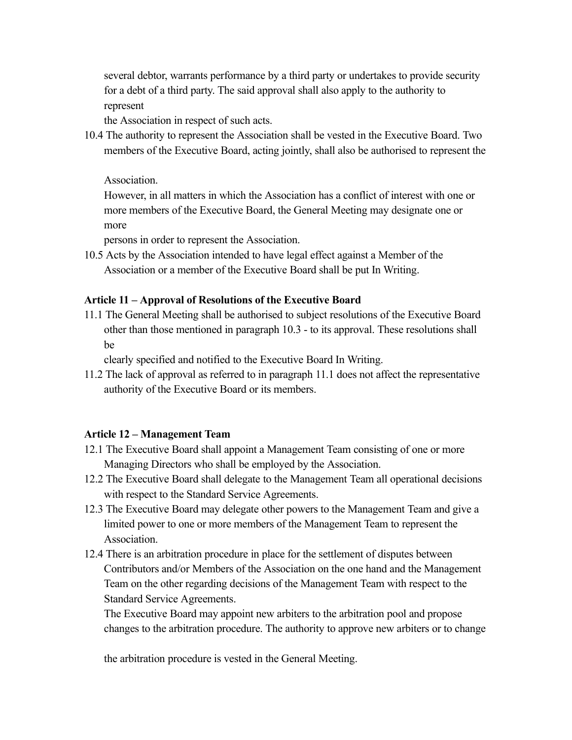several debtor, warrants performance by a third party or undertakes to provide security for a debt of a third party. The said approval shall also apply to the authority to represent the Association in respect of such acts.

10.4 The authority to represent the Association shall be vested in the Executive Board. Two members of the Executive Board, acting jointly, shall also be authorised to represent the Association.
However, in all matters in which the Association has a conflict of interest with one or more members of the Executive Board, the General Meeting may designate one or more persons in order to represent the Association.

10.5 Acts by the Association intended to have legal effect against a Member of the Association or a member of the Executive Board shall be put In Writing.

**Article 11 – Approval of Resolutions of the Executive Board**

11.1 The General Meeting shall be authorised to subject resolutions of the Executive Board other than those mentioned in paragraph 10.3 - to its approval. These resolutions shall be clearly specified and notified to the Executive Board In Writing.

11.2 The lack of approval as referred to in paragraph 11.1 does not affect the representative authority of the Executive Board or its members.

**Article 12 – Management Team**

12.1 The Executive Board shall appoint a Management Team consisting of one or more Managing Directors who shall be employed by the Association.

12.2 The Executive Board shall delegate to the Management Team all operational decisions with respect to the Standard Service Agreements.

12.3 The Executive Board may delegate other powers to the Management Team and give a limited power to one or more members of the Management Team to represent the Association.

12.4 There is an arbitration procedure in place for the settlement of disputes between Contributors and/or Members of the Association on the one hand and the Management Team on the other regarding decisions of the Management Team with respect to the Standard Service Agreements.
The Executive Board may appoint new arbiters to the arbitration pool and propose changes to the arbitration procedure. The authority to approve new arbiters or to change the arbitration procedure is vested in the General Meeting.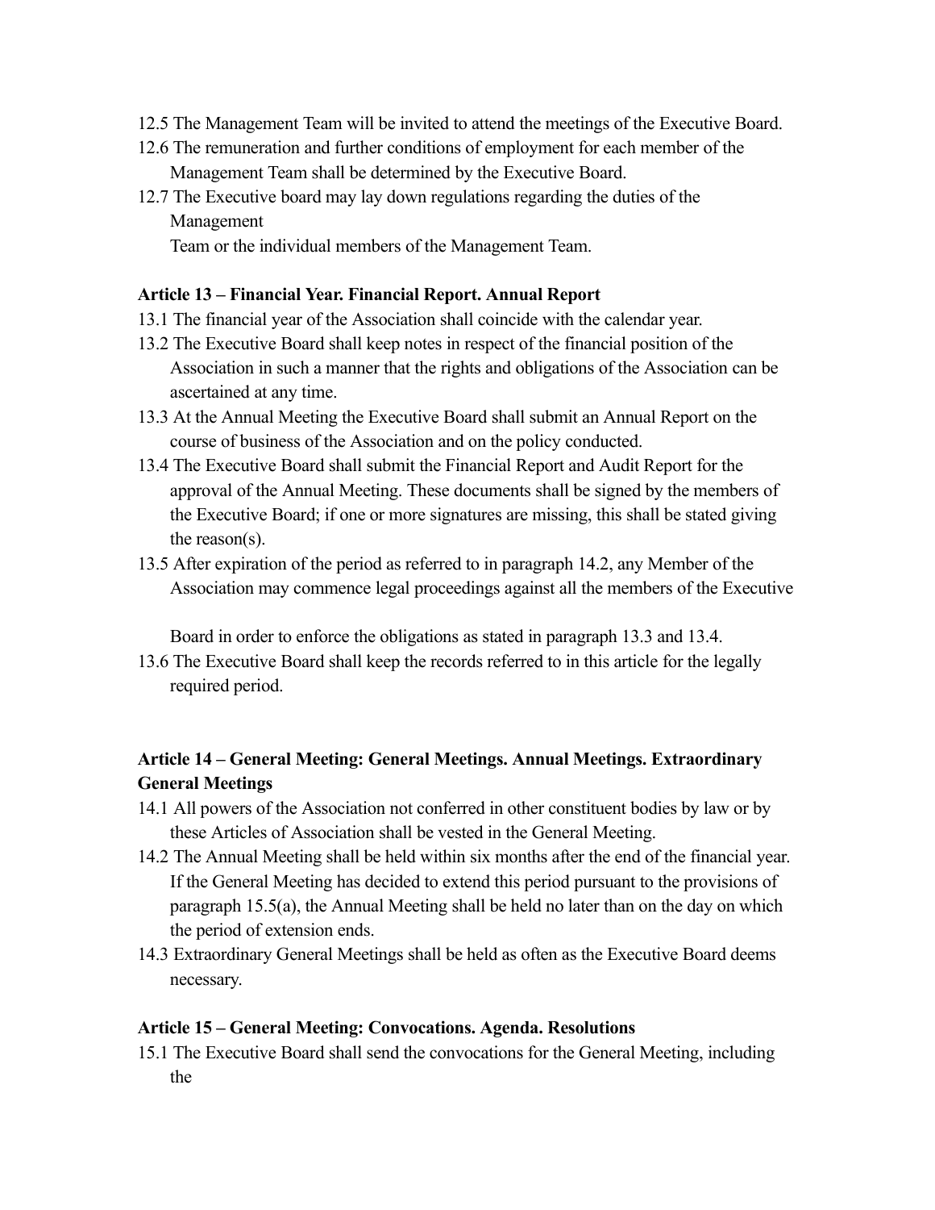12.5 The Management Team will be invited to attend the meetings of the Executive Board.

12.6 The remuneration and further conditions of employment for each member of the Management Team shall be determined by the Executive Board.

12.7 The Executive board may lay down regulations regarding the duties of the Management Team or the individual members of the Management Team.

**Article 13 – Financial Year. Financial Report. Annual Report**

13.1 The financial year of the Association shall coincide with the calendar year.

13.2 The Executive Board shall keep notes in respect of the financial position of the Association in such a manner that the rights and obligations of the Association can be ascertained at any time.

13.3 At the Annual Meeting the Executive Board shall submit an Annual Report on the course of business of the Association and on the policy conducted.

13.4 The Executive Board shall submit the Financial Report and Audit Report for the approval of the Annual Meeting. These documents shall be signed by the members of the Executive Board; if one or more signatures are missing, this shall be stated giving the reason(s).

13.5 After expiration of the period as referred to in paragraph 14.2, any Member of the Association may commence legal proceedings against all the members of the Executive Board in order to enforce the obligations as stated in paragraph 13.3 and 13.4.

13.6 The Executive Board shall keep the records referred to in this article for the legally required period.

**Article 14 – General Meeting: General Meetings. Annual Meetings. Extraordinary General Meetings**

14.1 All powers of the Association not conferred in other constituent bodies by law or by these Articles of Association shall be vested in the General Meeting.

14.2 The Annual Meeting shall be held within six months after the end of the financial year. If the General Meeting has decided to extend this period pursuant to the provisions of paragraph 15.5(a), the Annual Meeting shall be held no later than on the day on which the period of extension ends.

14.3 Extraordinary General Meetings shall be held as often as the Executive Board deems necessary.

**Article 15 – General Meeting: Convocations. Agenda. Resolutions**

15.1 The Executive Board shall send the convocations for the General Meeting, including the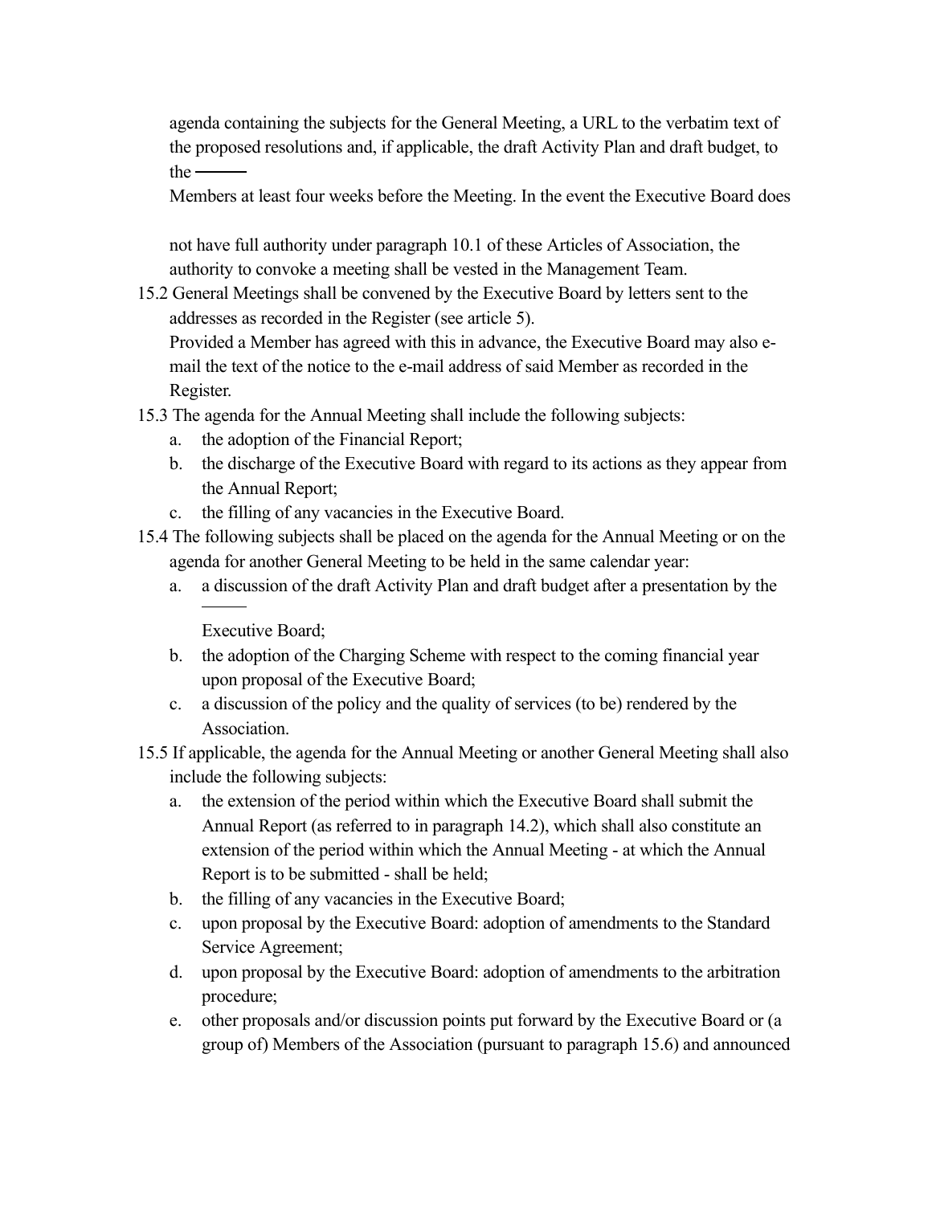agenda containing the subjects for the General Meeting, a URL to the verbatim text of the proposed resolutions and, if applicable, the draft Activity Plan and draft budget, to the Members at least four weeks before the Meeting. In the event the Executive Board does not have full authority under paragraph 10.1 of these Articles of Association, the authority to convoke a meeting shall be vested in the Management Team.

15.2 General Meetings shall be convened by the Executive Board by letters sent to the addresses as recorded in the Register (see article 5).
Provided a Member has agreed with this in advance, the Executive Board may also e-mail the text of the notice to the e-mail address of said Member as recorded in the Register.

15.3 The agenda for the Annual Meeting shall include the following subjects:

a. the adoption of the Financial Report;
b. the discharge of the Executive Board with regard to its actions as they appear from the Annual Report;
c. the filling of any vacancies in the Executive Board.

15.4 The following subjects shall be placed on the agenda for the Annual Meeting or on the agenda for another General Meeting to be held in the same calendar year:

a. a discussion of the draft Activity Plan and draft budget after a presentation by the Executive Board;
b. the adoption of the Charging Scheme with respect to the coming financial year upon proposal of the Executive Board;
c. a discussion of the policy and the quality of services (to be) rendered by the Association.

15.5 If applicable, the agenda for the Annual Meeting or another General Meeting shall also include the following subjects:

a. the extension of the period within which the Executive Board shall submit the Annual Report (as referred to in paragraph 14.2), which shall also constitute an extension of the period within which the Annual Meeting - at which the Annual Report is to be submitted - shall be held;
b. the filling of any vacancies in the Executive Board;
c. upon proposal by the Executive Board: adoption of amendments to the Standard Service Agreement;
d. upon proposal by the Executive Board: adoption of amendments to the arbitration procedure;
e. other proposals and/or discussion points put forward by the Executive Board or (a group of) Members of the Association (pursuant to paragraph 15.6) and announced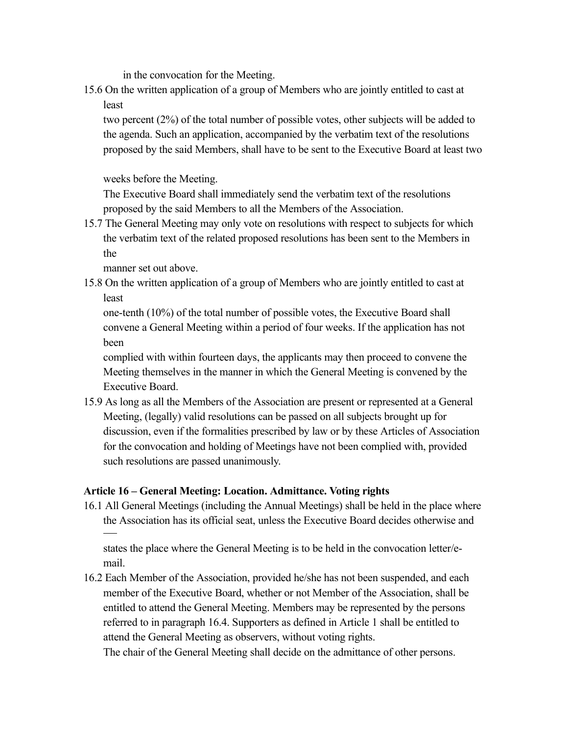in the convocation for the Meeting.

15.6 On the written application of a group of Members who are jointly entitled to cast at least two percent (2%) of the total number of possible votes, other subjects will be added to the agenda. Such an application, accompanied by the verbatim text of the resolutions proposed by the said Members, shall have to be sent to the Executive Board at least two weeks before the Meeting.
The Executive Board shall immediately send the verbatim text of the resolutions proposed by the said Members to all the Members of the Association.

15.7 The General Meeting may only vote on resolutions with respect to subjects for which the verbatim text of the related proposed resolutions has been sent to the Members in the manner set out above.

15.8 On the written application of a group of Members who are jointly entitled to cast at least one-tenth (10%) of the total number of possible votes, the Executive Board shall convene a General Meeting within a period of four weeks. If the application has not been complied with within fourteen days, the applicants may then proceed to convene the Meeting themselves in the manner in which the General Meeting is convened by the Executive Board.

15.9 As long as all the Members of the Association are present or represented at a General Meeting, (legally) valid resolutions can be passed on all subjects brought up for discussion, even if the formalities prescribed by law or by these Articles of Association for the convocation and holding of Meetings have not been complied with, provided such resolutions are passed unanimously.

**Article 16 – General Meeting: Location. Admittance. Voting rights**

16.1 All General Meetings (including the Annual Meetings) shall be held in the place where the Association has its official seat, unless the Executive Board decides otherwise and states the place where the General Meeting is to be held in the convocation letter/e-mail.

16.2 Each Member of the Association, provided he/she has not been suspended, and each member of the Executive Board, whether or not Member of the Association, shall be entitled to attend the General Meeting. Members may be represented by the persons referred to in paragraph 16.4. Supporters as defined in Article 1 shall be entitled to attend the General Meeting as observers, without voting rights.
The chair of the General Meeting shall decide on the admittance of other persons.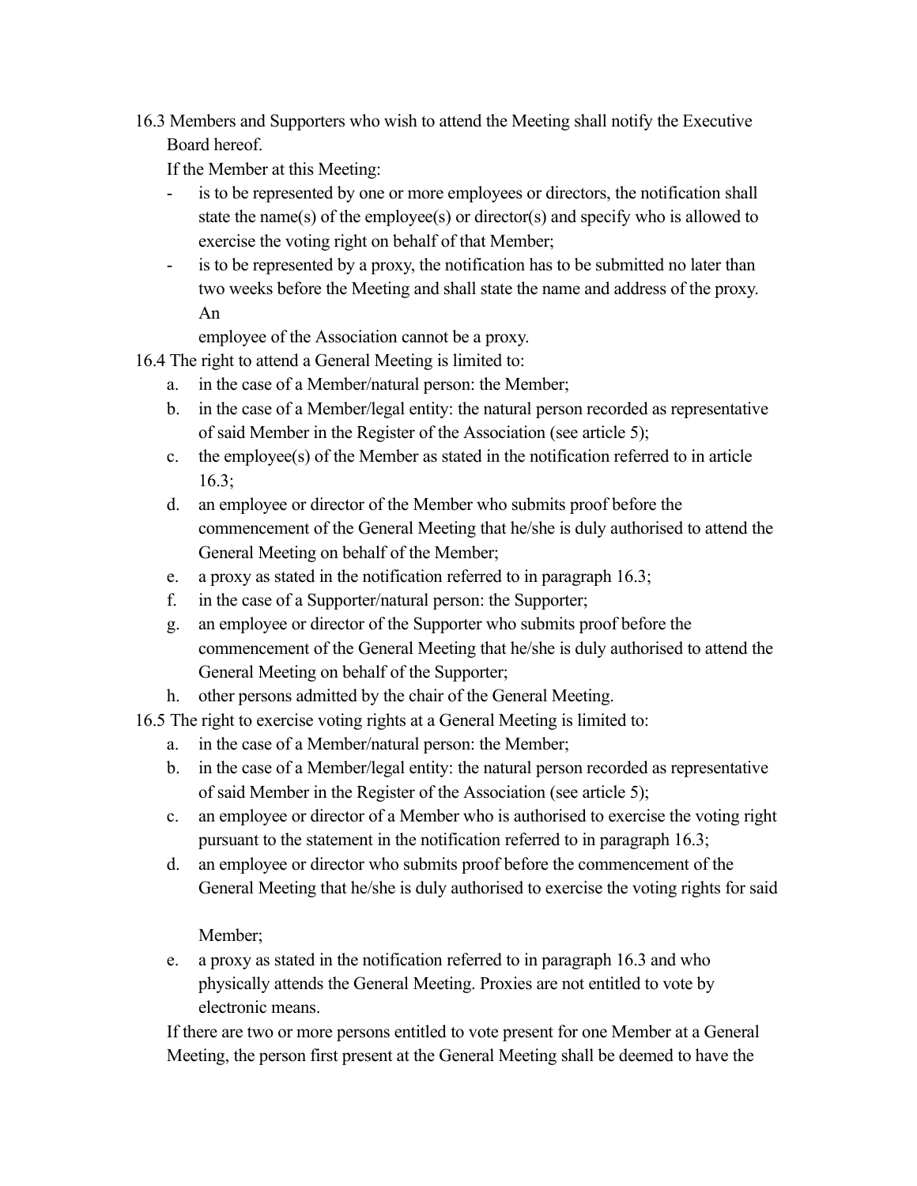16.3 Members and Supporters who wish to attend the Meeting shall notify the Executive Board hereof.

If the Member at this Meeting:

- is to be represented by one or more employees or directors, the notification shall state the name(s) of the employee(s) or director(s) and specify who is allowed to exercise the voting right on behalf of that Member;
- is to be represented by a proxy, the notification has to be submitted no later than two weeks before the Meeting and shall state the name and address of the proxy. An employee of the Association cannot be a proxy.

16.4 The right to attend a General Meeting is limited to:

a. in the case of a Member/natural person: the Member;
b. in the case of a Member/legal entity: the natural person recorded as representative of said Member in the Register of the Association (see article 5);
c. the employee(s) of the Member as stated in the notification referred to in article 16.3;
d. an employee or director of the Member who submits proof before the commencement of the General Meeting that he/she is duly authorised to attend the General Meeting on behalf of the Member;
e. a proxy as stated in the notification referred to in paragraph 16.3;
f. in the case of a Supporter/natural person: the Supporter;
g. an employee or director of the Supporter who submits proof before the commencement of the General Meeting that he/she is duly authorised to attend the General Meeting on behalf of the Supporter;
h. other persons admitted by the chair of the General Meeting.

16.5 The right to exercise voting rights at a General Meeting is limited to:

a. in the case of a Member/natural person: the Member;
b. in the case of a Member/legal entity: the natural person recorded as representative of said Member in the Register of the Association (see article 5);
c. an employee or director of a Member who is authorised to exercise the voting right pursuant to the statement in the notification referred to in paragraph 16.3;
d. an employee or director who submits proof before the commencement of the General Meeting that he/she is duly authorised to exercise the voting rights for said Member;
e. a proxy as stated in the notification referred to in paragraph 16.3 and who physically attends the General Meeting. Proxies are not entitled to vote by electronic means.

If there are two or more persons entitled to vote present for one Member at a General Meeting, the person first present at the General Meeting shall be deemed to have the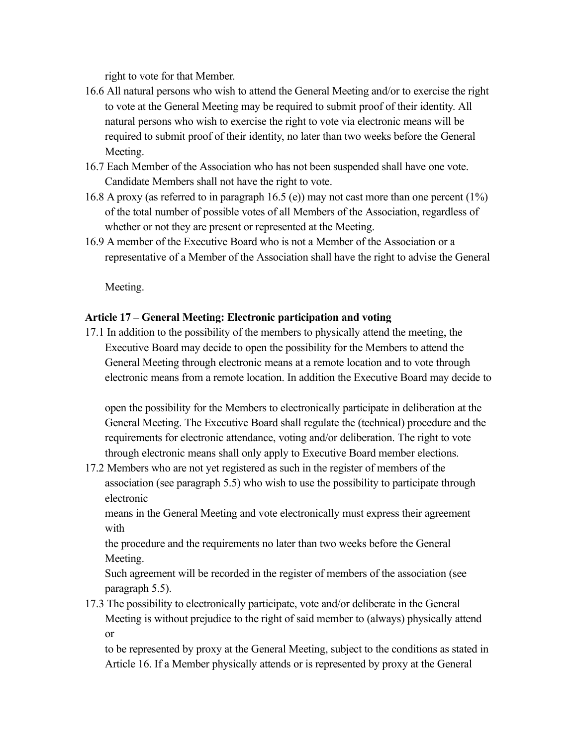right to vote for that Member.

16.6 All natural persons who wish to attend the General Meeting and/or to exercise the right to vote at the General Meeting may be required to submit proof of their identity. All natural persons who wish to exercise the right to vote via electronic means will be required to submit proof of their identity, no later than two weeks before the General Meeting.

16.7 Each Member of the Association who has not been suspended shall have one vote. Candidate Members shall not have the right to vote.

16.8 A proxy (as referred to in paragraph 16.5 (e)) may not cast more than one percent (1%) of the total number of possible votes of all Members of the Association, regardless of whether or not they are present or represented at the Meeting.

16.9 A member of the Executive Board who is not a Member of the Association or a representative of a Member of the Association shall have the right to advise the General Meeting.

**Article 17 – General Meeting: Electronic participation and voting**

17.1 In addition to the possibility of the members to physically attend the meeting, the Executive Board may decide to open the possibility for the Members to attend the General Meeting through electronic means at a remote location and to vote through electronic means from a remote location. In addition the Executive Board may decide to open the possibility for the Members to electronically participate in deliberation at the General Meeting. The Executive Board shall regulate the (technical) procedure and the requirements for electronic attendance, voting and/or deliberation. The right to vote through electronic means shall only apply to Executive Board member elections.

17.2 Members who are not yet registered as such in the register of members of the association (see paragraph 5.5) who wish to use the possibility to participate through electronic means in the General Meeting and vote electronically must express their agreement with the procedure and the requirements no later than two weeks before the General Meeting. Such agreement will be recorded in the register of members of the association (see paragraph 5.5).

17.3 The possibility to electronically participate, vote and/or deliberate in the General Meeting is without prejudice to the right of said member to (always) physically attend or to be represented by proxy at the General Meeting, subject to the conditions as stated in Article 16. If a Member physically attends or is represented by proxy at the General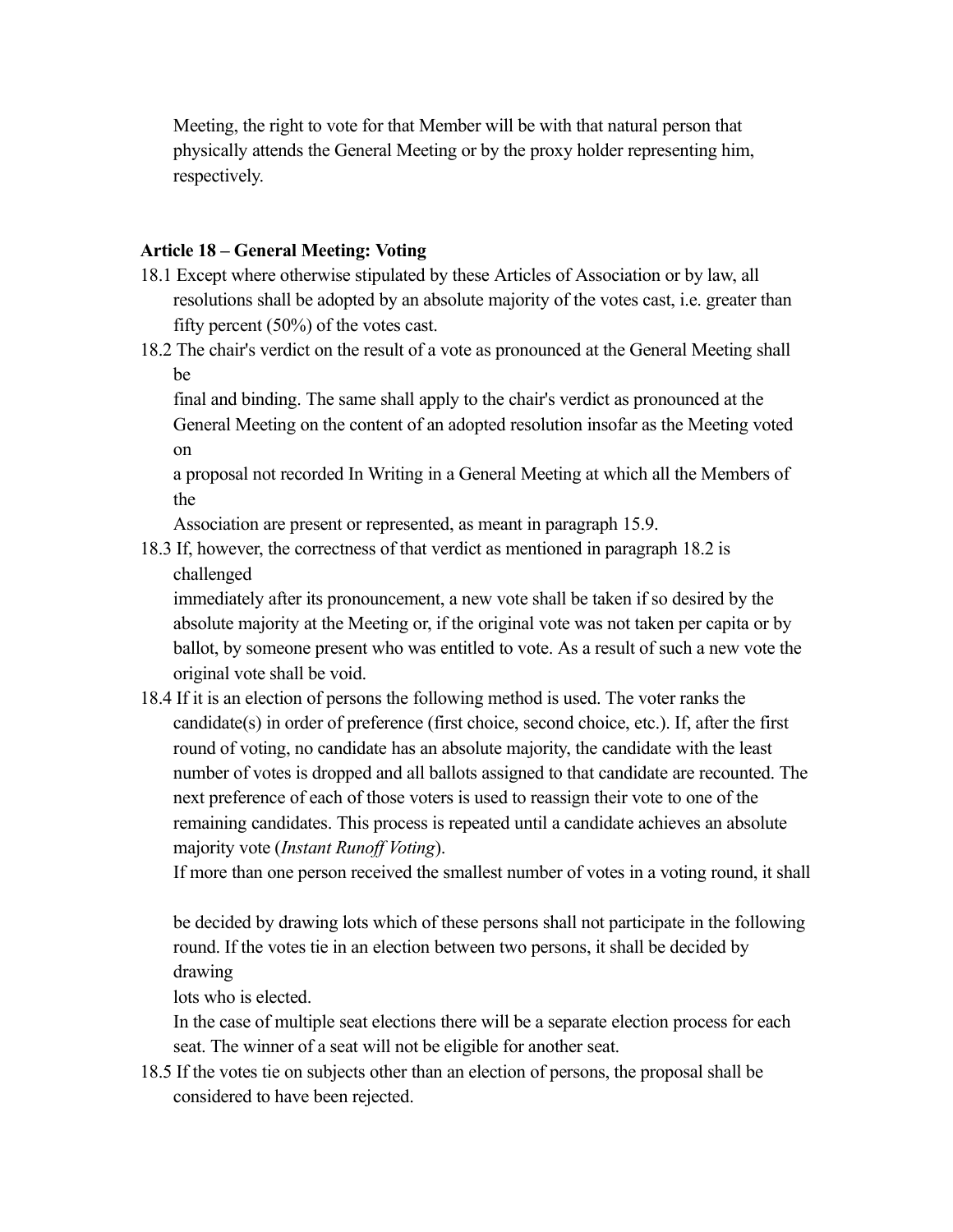Meeting, the right to vote for that Member will be with that natural person that physically attends the General Meeting or by the proxy holder representing him, respectively.

**Article 18 – General Meeting: Voting**

18.1 Except where otherwise stipulated by these Articles of Association or by law, all resolutions shall be adopted by an absolute majority of the votes cast, i.e. greater than fifty percent (50%) of the votes cast.

18.2 The chair's verdict on the result of a vote as pronounced at the General Meeting shall be final and binding. The same shall apply to the chair's verdict as pronounced at the General Meeting on the content of an adopted resolution insofar as the Meeting voted on a proposal not recorded In Writing in a General Meeting at which all the Members of the Association are present or represented, as meant in paragraph 15.9.

18.3 If, however, the correctness of that verdict as mentioned in paragraph 18.2 is challenged immediately after its pronouncement, a new vote shall be taken if so desired by the absolute majority at the Meeting or, if the original vote was not taken per capita or by ballot, by someone present who was entitled to vote. As a result of such a new vote the original vote shall be void.

18.4 If it is an election of persons the following method is used. The voter ranks the candidate(s) in order of preference (first choice, second choice, etc.). If, after the first round of voting, no candidate has an absolute majority, the candidate with the least number of votes is dropped and all ballots assigned to that candidate are recounted. The next preference of each of those voters is used to reassign their vote to one of the remaining candidates. This process is repeated until a candidate achieves an absolute majority vote (*Instant Runoff Voting*).

If more than one person received the smallest number of votes in a voting round, it shall be decided by drawing lots which of these persons shall not participate in the following round. If the votes tie in an election between two persons, it shall be decided by drawing lots who is elected.

In the case of multiple seat elections there will be a separate election process for each seat. The winner of a seat will not be eligible for another seat.

18.5 If the votes tie on subjects other than an election of persons, the proposal shall be considered to have been rejected.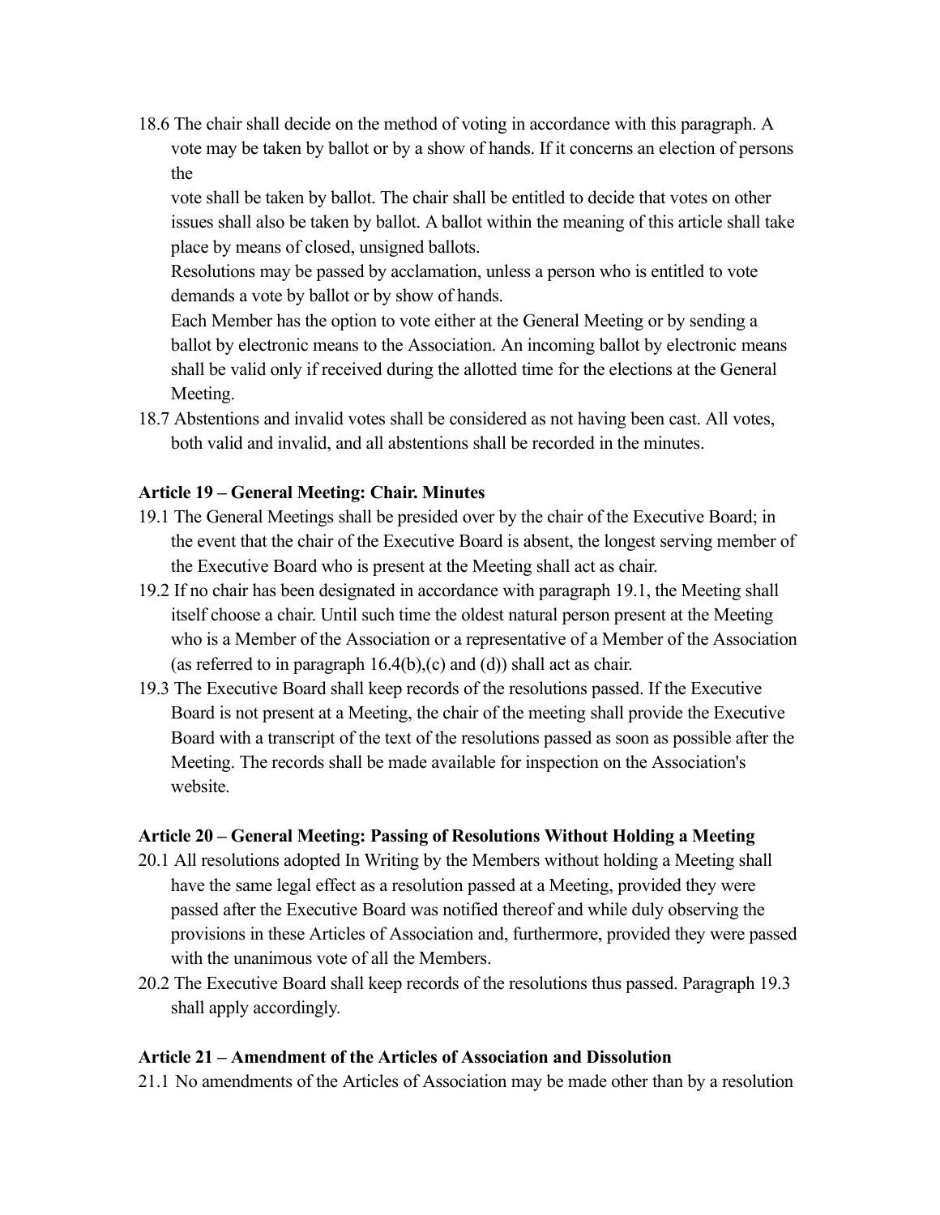18.6 The chair shall decide on the method of voting in accordance with this paragraph. A vote may be taken by ballot or by a show of hands. If it concerns an election of persons the

vote shall be taken by ballot. The chair shall be entitled to decide that votes on other issues shall also be taken by ballot. A ballot within the meaning of this article shall take place by means of closed, unsigned ballots.

Resolutions may be passed by acclamation, unless a person who is entitled to vote demands a vote by ballot or by show of hands.

Each Member has the option to vote either at the General Meeting or by sending a ballot by electronic means to the Association. An incoming ballot by electronic means shall be valid only if received during the allotted time for the elections at the General Meeting.

18.7 Abstentions and invalid votes shall be considered as not having been cast. All votes, both valid and invalid, and all abstentions shall be recorded in the minutes.

**Article 19 – General Meeting: Chair. Minutes**

19.1 The General Meetings shall be presided over by the chair of the Executive Board; in the event that the chair of the Executive Board is absent, the longest serving member of the Executive Board who is present at the Meeting shall act as chair.

19.2 If no chair has been designated in accordance with paragraph 19.1, the Meeting shall itself choose a chair. Until such time the oldest natural person present at the Meeting who is a Member of the Association or a representative of a Member of the Association (as referred to in paragraph 16.4(b),(c) and (d)) shall act as chair.

19.3 The Executive Board shall keep records of the resolutions passed. If the Executive Board is not present at a Meeting, the chair of the meeting shall provide the Executive Board with a transcript of the text of the resolutions passed as soon as possible after the Meeting. The records shall be made available for inspection on the Association's website.

**Article 20 – General Meeting: Passing of Resolutions Without Holding a Meeting**

20.1 All resolutions adopted In Writing by the Members without holding a Meeting shall have the same legal effect as a resolution passed at a Meeting, provided they were passed after the Executive Board was notified thereof and while duly observing the provisions in these Articles of Association and, furthermore, provided they were passed with the unanimous vote of all the Members.

20.2 The Executive Board shall keep records of the resolutions thus passed. Paragraph 19.3 shall apply accordingly.

**Article 21 – Amendment of the Articles of Association and Dissolution**

21.1 No amendments of the Articles of Association may be made other than by a resolution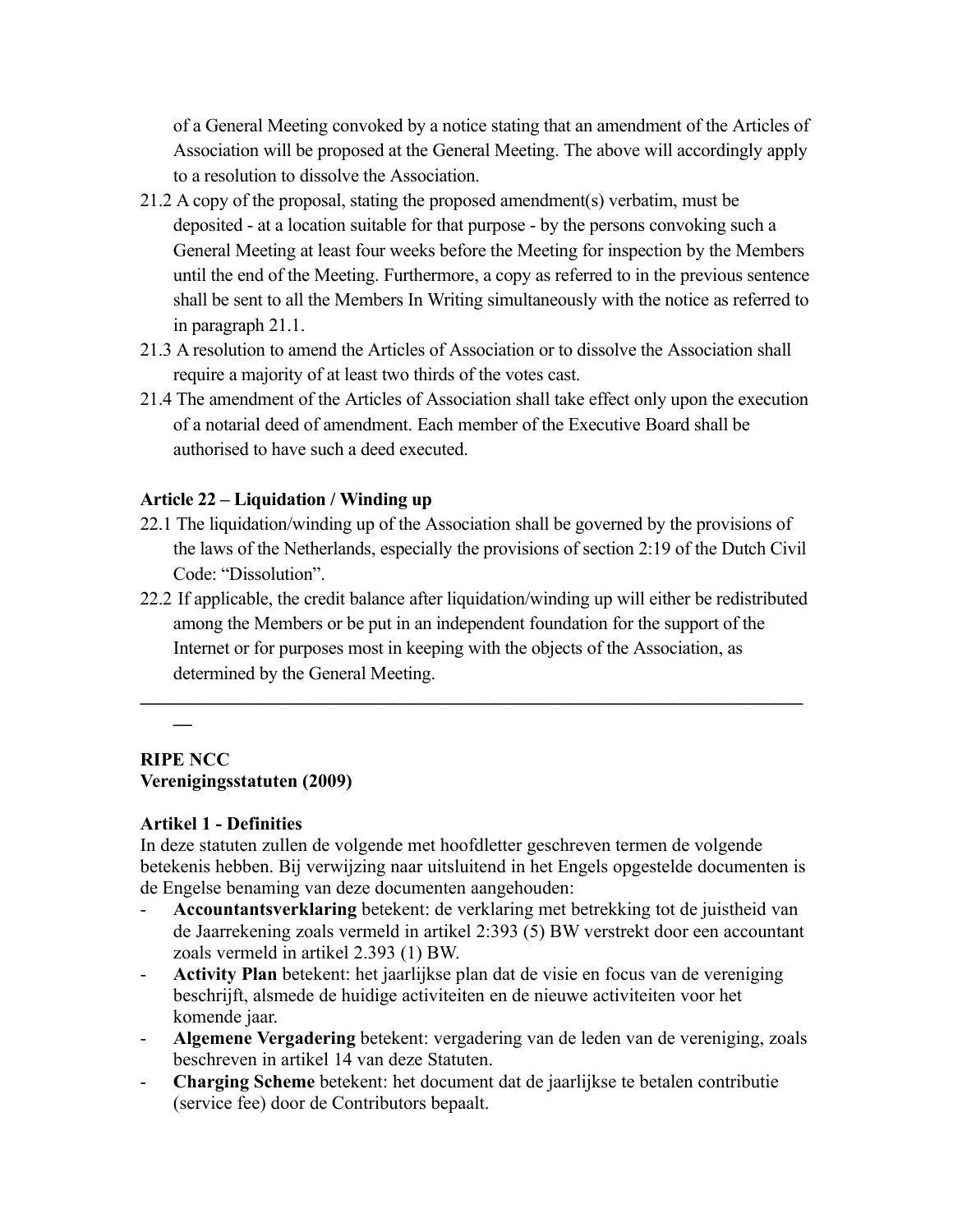of a General Meeting convoked by a notice stating that an amendment of the Articles of Association will be proposed at the General Meeting. The above will accordingly apply to a resolution to dissolve the Association.

21.2 A copy of the proposal, stating the proposed amendment(s) verbatim, must be deposited - at a location suitable for that purpose - by the persons convoking such a General Meeting at least four weeks before the Meeting for inspection by the Members until the end of the Meeting. Furthermore, a copy as referred to in the previous sentence shall be sent to all the Members In Writing simultaneously with the notice as referred to in paragraph 21.1.

21.3 A resolution to amend the Articles of Association or to dissolve the Association shall require a majority of at least two thirds of the votes cast.

21.4 The amendment of the Articles of Association shall take effect only upon the execution of a notarial deed of amendment. Each member of the Executive Board shall be authorised to have such a deed executed.

**Article 22 – Liquidation / Winding up**

22.1 The liquidation/winding up of the Association shall be governed by the provisions of the laws of the Netherlands, especially the provisions of section 2:19 of the Dutch Civil Code: "Dissolution".

22.2 If applicable, the credit balance after liquidation/winding up will either be redistributed among the Members or be put in an independent foundation for the support of the Internet or for purposes most in keeping with the objects of the Association, as determined by the General Meeting.

---

**RIPE NCC**
**Verenigingsstatuten (2009)**

**Artikel 1 - Definities**

In deze statuten zullen de volgende met hoofdletter geschreven termen de volgende betekenis hebben. Bij verwijzing naar uitsluitend in het Engels opgestelde documenten is de Engelse benaming van deze documenten aangehouden:

- **Accountantsverklaring** betekent: de verklaring met betrekking tot de juistheid van de Jaarrekening zoals vermeld in artikel 2:393 (5) BW verstrekt door een accountant zoals vermeld in artikel 2.393 (1) BW.
- **Activity Plan** betekent: het jaarlijkse plan dat de visie en focus van de vereniging beschrijft, alsmede de huidige activiteiten en de nieuwe activiteiten voor het komende jaar.
- **Algemene Vergadering** betekent: vergadering van de leden van de vereniging, zoals beschreven in artikel 14 van deze Statuten.
- **Charging Scheme** betekent: het document dat de jaarlijkse te betalen contributie (service fee) door de Contributors bepaalt.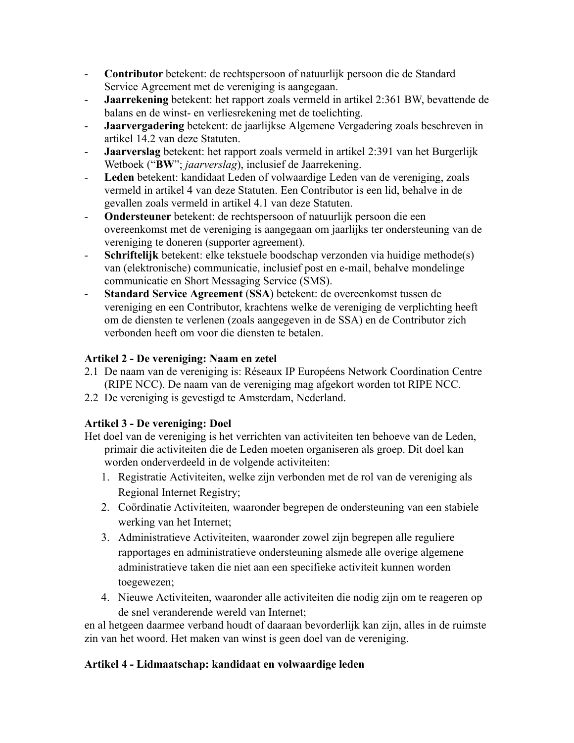- **Contributor** betekent: de rechtspersoon of natuurlijk persoon die de Standard Service Agreement met de vereniging is aangegaan.
- **Jaarrekening** betekent: het rapport zoals vermeld in artikel 2:361 BW, bevattende de balans en de winst- en verliesrekening met de toelichting.
- **Jaarvergadering** betekent: de jaarlijkse Algemene Vergadering zoals beschreven in artikel 14.2 van deze Statuten.
- **Jaarverslag** betekent: het rapport zoals vermeld in artikel 2:391 van het Burgerlijk Wetboek ("**BW**"; *jaarverslag*), inclusief de Jaarrekening.
- **Leden** betekent: kandidaat Leden of volwaardige Leden van de vereniging, zoals vermeld in artikel 4 van deze Statuten. Een Contributor is een lid, behalve in de gevallen zoals vermeld in artikel 4.1 van deze Statuten.
- **Ondersteuner** betekent: de rechtspersoon of natuurlijk persoon die een overeenkomst met de vereniging is aangegaan om jaarlijks ter ondersteuning van de vereniging te doneren (supporter agreement).
- **Schriftelijk** betekent: elke tekstuele boodschap verzonden via huidige methode(s) van (elektronische) communicatie, inclusief post en e-mail, behalve mondelinge communicatie en Short Messaging Service (SMS).
- **Standard Service Agreement** (**SSA**) betekent: de overeenkomst tussen de vereniging en een Contributor, krachtens welke de vereniging de verplichting heeft om de diensten te verlenen (zoals aangegeven in de SSA) en de Contributor zich verbonden heeft om voor die diensten te betalen.

**Artikel 2 - De vereniging: Naam en zetel**

2.1 De naam van de vereniging is: Réseaux IP Européens Network Coordination Centre (RIPE NCC). De naam van de vereniging mag afgekort worden tot RIPE NCC.

2.2 De vereniging is gevestigd te Amsterdam, Nederland.

**Artikel 3 - De vereniging: Doel**

Het doel van de vereniging is het verrichten van activiteiten ten behoeve van de Leden, primair die activiteiten die de Leden moeten organiseren als groep. Dit doel kan worden onderverdeeld in de volgende activiteiten:

1. Registratie Activiteiten, welke zijn verbonden met de rol van de vereniging als Regional Internet Registry;
2. Coördinatie Activiteiten, waaronder begrepen de ondersteuning van een stabiele werking van het Internet;
3. Administratieve Activiteiten, waaronder zowel zijn begrepen alle reguliere rapportages en administratieve ondersteuning alsmede alle overige algemene administratieve taken die niet aan een specifieke activiteit kunnen worden toegewezen;
4. Nieuwe Activiteiten, waaronder alle activiteiten die nodig zijn om te reageren op de snel veranderende wereld van Internet;

en al hetgeen daarmee verband houdt of daaraan bevorderlijk kan zijn, alles in de ruimste zin van het woord. Het maken van winst is geen doel van de vereniging.

**Artikel 4 - Lidmaatschap: kandidaat en volwaardige leden**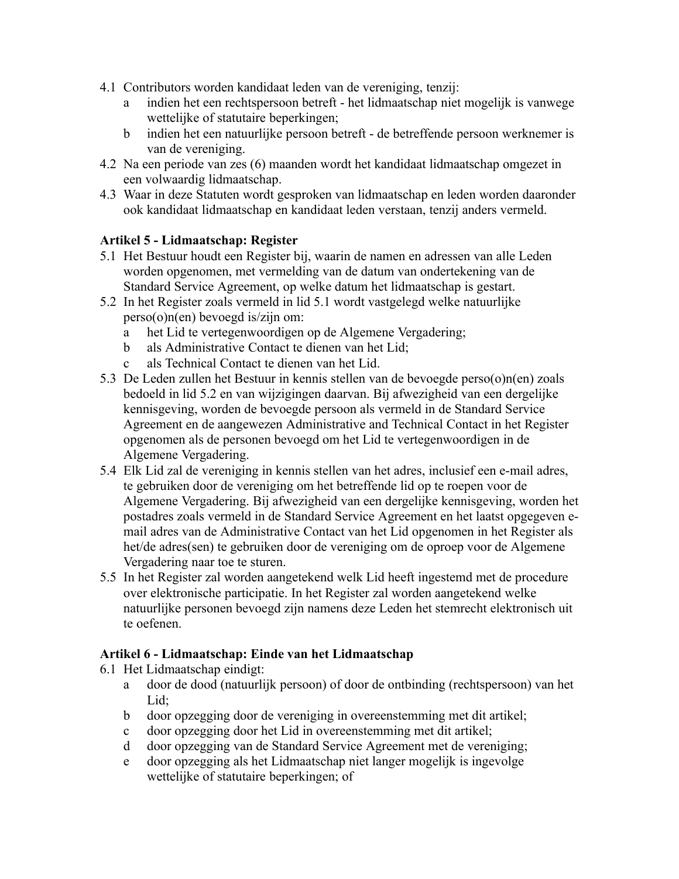4.1 Contributors worden kandidaat leden van de vereniging, tenzij:
   - a indien het een rechtspersoon betreft - het lidmaatschap niet mogelijk is vanwege wettelijke of statutaire beperkingen;
   - b indien het een natuurlijke persoon betreft - de betreffende persoon werknemer is van de vereniging.

4.2 Na een periode van zes (6) maanden wordt het kandidaat lidmaatschap omgezet in een volwaardig lidmaatschap.

4.3 Waar in deze Statuten wordt gesproken van lidmaatschap en leden worden daaronder ook kandidaat lidmaatschap en kandidaat leden verstaan, tenzij anders vermeld.

**Artikel 5 - Lidmaatschap: Register**

5.1 Het Bestuur houdt een Register bij, waarin de namen en adressen van alle Leden worden opgenomen, met vermelding van de datum van ondertekening van de Standard Service Agreement, op welke datum het lidmaatschap is gestart.

5.2 In het Register zoals vermeld in lid 5.1 wordt vastgelegd welke natuurlijke perso(o)n(en) bevoegd is/zijn om:
   - a het Lid te vertegenwoordigen op de Algemene Vergadering;
   - b als Administrative Contact te dienen van het Lid;
   - c als Technical Contact te dienen van het Lid.

5.3 De Leden zullen het Bestuur in kennis stellen van de bevoegde perso(o)n(en) zoals bedoeld in lid 5.2 en van wijzigingen daarvan. Bij afwezigheid van een dergelijke kennisgeving, worden de bevoegde persoon als vermeld in de Standard Service Agreement en de aangewezen Administrative and Technical Contact in het Register opgenomen als de personen bevoegd om het Lid te vertegenwoordigen in de Algemene Vergadering.

5.4 Elk Lid zal de vereniging in kennis stellen van het adres, inclusief een e-mail adres, te gebruiken door de vereniging om het betreffende lid op te roepen voor de Algemene Vergadering. Bij afwezigheid van een dergelijke kennisgeving, worden het postadres zoals vermeld in de Standard Service Agreement en het laatst opgegeven e-mail adres van de Administrative Contact van het Lid opgenomen in het Register als het/de adres(sen) te gebruiken door de vereniging om de oproep voor de Algemene Vergadering naar toe te sturen.

5.5 In het Register zal worden aangetekend welk Lid heeft ingestemd met de procedure over elektronische participatie. In het Register zal worden aangetekend welke natuurlijke personen bevoegd zijn namens deze Leden het stemrecht elektronisch uit te oefenen.

**Artikel 6 - Lidmaatschap: Einde van het Lidmaatschap**

6.1 Het Lidmaatschap eindigt:
   - a door de dood (natuurlijk persoon) of door de ontbinding (rechtspersoon) van het Lid;
   - b door opzegging door de vereniging in overeenstemming met dit artikel;
   - c door opzegging door het Lid in overeenstemming met dit artikel;
   - d door opzegging van de Standard Service Agreement met de vereniging;
   - e door opzegging als het Lidmaatschap niet langer mogelijk is ingevolge wettelijke of statutaire beperkingen; of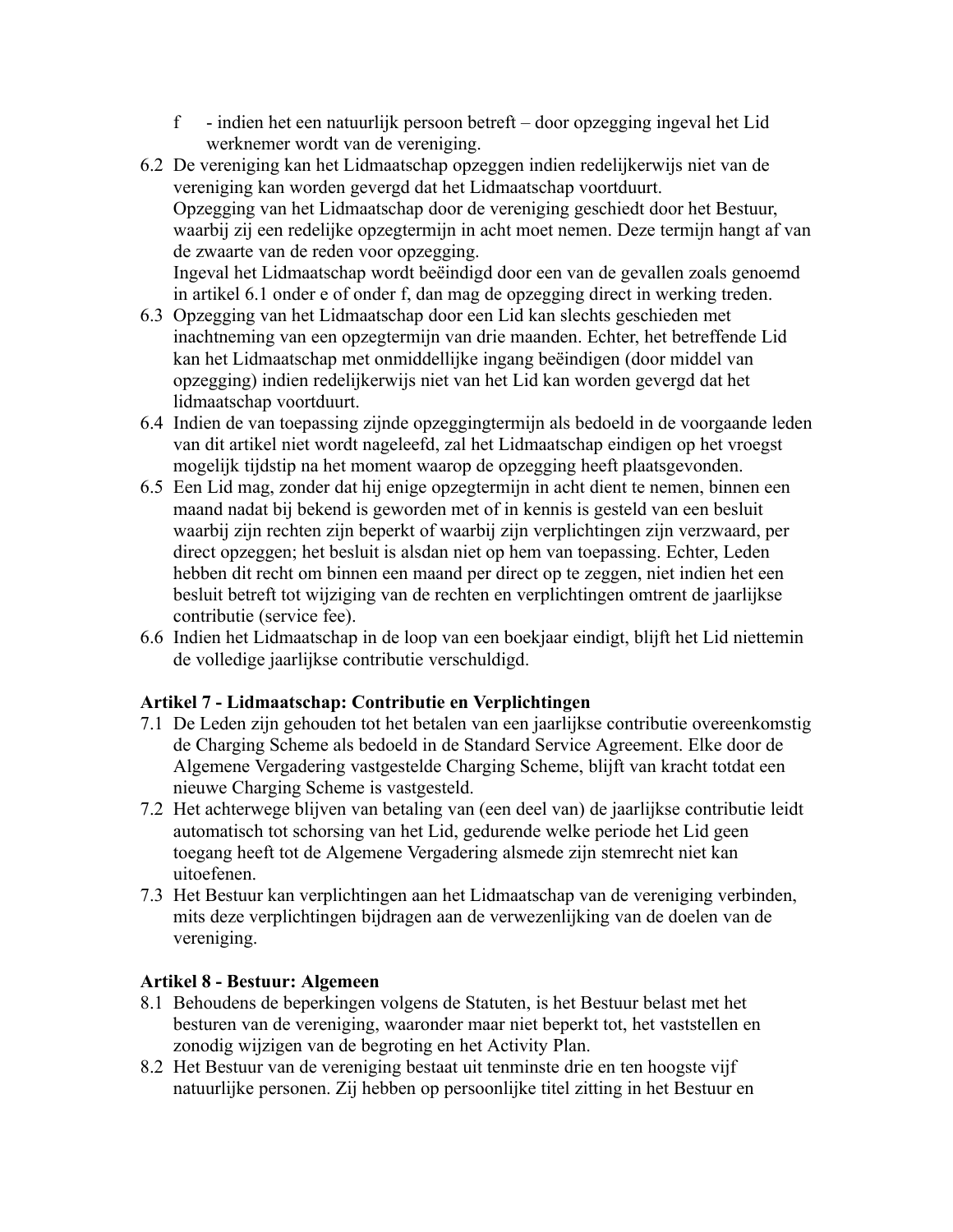f - indien het een natuurlijk persoon betreft – door opzegging ingeval het Lid werknemer wordt van de vereniging.

6.2 De vereniging kan het Lidmaatschap opzeggen indien redelijkerwijs niet van de vereniging kan worden gevergd dat het Lidmaatschap voortduurt.
Opzegging van het Lidmaatschap door de vereniging geschiedt door het Bestuur, waarbij zij een redelijke opzegtermijn in acht moet nemen. Deze termijn hangt af van de zwaarte van de reden voor opzegging.
Ingeval het Lidmaatschap wordt beëindigd door een van de gevallen zoals genoemd in artikel 6.1 onder e of onder f, dan mag de opzegging direct in werking treden.

6.3 Opzegging van het Lidmaatschap door een Lid kan slechts geschieden met inachtneming van een opzegtermijn van drie maanden. Echter, het betreffende Lid kan het Lidmaatschap met onmiddellijke ingang beëindigen (door middel van opzegging) indien redelijkerwijs niet van het Lid kan worden gevergd dat het lidmaatschap voortduurt.

6.4 Indien de van toepassing zijnde opzeggingtermijn als bedoeld in de voorgaande leden van dit artikel niet wordt nageleefd, zal het Lidmaatschap eindigen op het vroegst mogelijk tijdstip na het moment waarop de opzegging heeft plaatsgevonden.

6.5 Een Lid mag, zonder dat hij enige opzegtermijn in acht dient te nemen, binnen een maand nadat bij bekend is geworden met of in kennis is gesteld van een besluit waarbij zijn rechten zijn beperkt of waarbij zijn verplichtingen zijn verzwaard, per direct opzeggen; het besluit is alsdan niet op hem van toepassing. Echter, Leden hebben dit recht om binnen een maand per direct op te zeggen, niet indien het een besluit betreft tot wijziging van de rechten en verplichtingen omtrent de jaarlijkse contributie (service fee).

6.6 Indien het Lidmaatschap in de loop van een boekjaar eindigt, blijft het Lid niettemin de volledige jaarlijkse contributie verschuldigd.

**Artikel 7 - Lidmaatschap: Contributie en Verplichtingen**

7.1 De Leden zijn gehouden tot het betalen van een jaarlijkse contributie overeenkomstig de Charging Scheme als bedoeld in de Standard Service Agreement. Elke door de Algemene Vergadering vastgestelde Charging Scheme, blijft van kracht totdat een nieuwe Charging Scheme is vastgesteld.

7.2 Het achterwege blijven van betaling van (een deel van) de jaarlijkse contributie leidt automatisch tot schorsing van het Lid, gedurende welke periode het Lid geen toegang heeft tot de Algemene Vergadering alsmede zijn stemrecht niet kan uitoefenen.

7.3 Het Bestuur kan verplichtingen aan het Lidmaatschap van de vereniging verbinden, mits deze verplichtingen bijdragen aan de verwezenlijking van de doelen van de vereniging.

**Artikel 8 - Bestuur: Algemeen**

8.1 Behoudens de beperkingen volgens de Statuten, is het Bestuur belast met het besturen van de vereniging, waaronder maar niet beperkt tot, het vaststellen en zonodig wijzigen van de begroting en het Activity Plan.

8.2 Het Bestuur van de vereniging bestaat uit tenminste drie en ten hoogste vijf natuurlijke personen. Zij hebben op persoonlijke titel zitting in het Bestuur en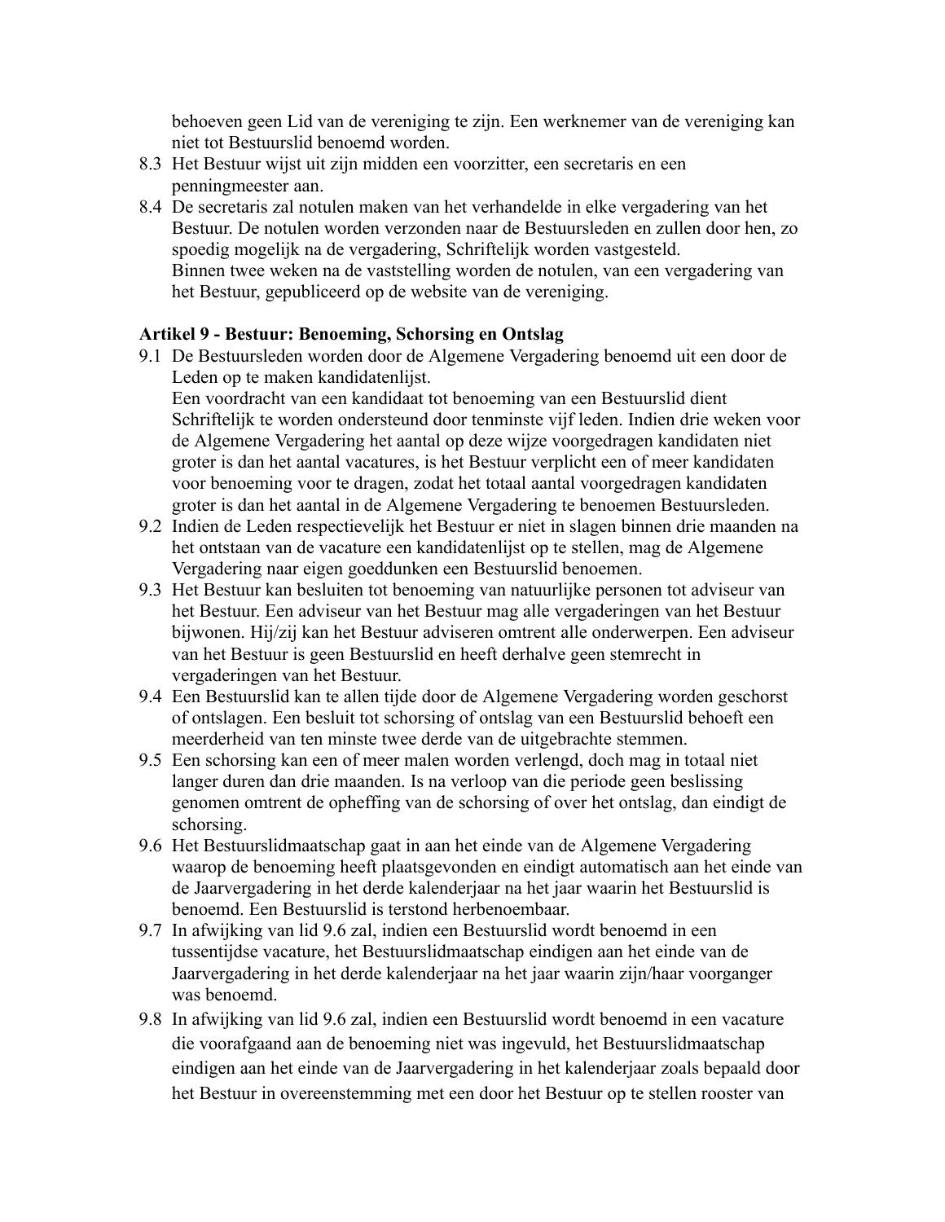behoeven geen Lid van de vereniging te zijn. Een werknemer van de vereniging kan niet tot Bestuurslid benoemd worden.

8.3 Het Bestuur wijst uit zijn midden een voorzitter, een secretaris en een penningmeester aan.

8.4 De secretaris zal notulen maken van het verhandelde in elke vergadering van het Bestuur. De notulen worden verzonden naar de Bestuursleden en zullen door hen, zo spoedig mogelijk na de vergadering, Schriftelijk worden vastgesteld.
Binnen twee weken na de vaststelling worden de notulen, van een vergadering van het Bestuur, gepubliceerd op de website van de vereniging.

**Artikel 9 - Bestuur: Benoeming, Schorsing en Ontslag**

9.1 De Bestuursleden worden door de Algemene Vergadering benoemd uit een door de Leden op te maken kandidatenlijst.
Een voordracht van een kandidaat tot benoeming van een Bestuurslid dient Schriftelijk te worden ondersteund door tenminste vijf leden. Indien drie weken voor de Algemene Vergadering het aantal op deze wijze voorgedragen kandidaten niet groter is dan het aantal vacatures, is het Bestuur verplicht een of meer kandidaten voor benoeming voor te dragen, zodat het totaal aantal voorgedragen kandidaten groter is dan het aantal in de Algemene Vergadering te benoemen Bestuursleden.

9.2 Indien de Leden respectievelijk het Bestuur er niet in slagen binnen drie maanden na het ontstaan van de vacature een kandidatenlijst op te stellen, mag de Algemene Vergadering naar eigen goeddunken een Bestuurslid benoemen.

9.3 Het Bestuur kan besluiten tot benoeming van natuurlijke personen tot adviseur van het Bestuur. Een adviseur van het Bestuur mag alle vergaderingen van het Bestuur bijwonen. Hij/zij kan het Bestuur adviseren omtrent alle onderwerpen. Een adviseur van het Bestuur is geen Bestuurslid en heeft derhalve geen stemrecht in vergaderingen van het Bestuur.

9.4 Een Bestuurslid kan te allen tijde door de Algemene Vergadering worden geschorst of ontslagen. Een besluit tot schorsing of ontslag van een Bestuurslid behoeft een meerderheid van ten minste twee derde van de uitgebrachte stemmen.

9.5 Een schorsing kan een of meer malen worden verlengd, doch mag in totaal niet langer duren dan drie maanden. Is na verloop van die periode geen beslissing genomen omtrent de opheffing van de schorsing of over het ontslag, dan eindigt de schorsing.

9.6 Het Bestuurslidmaatschap gaat in aan het einde van de Algemene Vergadering waarop de benoeming heeft plaatsgevonden en eindigt automatisch aan het einde van de Jaarvergadering in het derde kalenderjaar na het jaar waarin het Bestuurslid is benoemd. Een Bestuurslid is terstond herbenoembaar.

9.7 In afwijking van lid 9.6 zal, indien een Bestuurslid wordt benoemd in een tussentijdse vacature, het Bestuurslidmaatschap eindigen aan het einde van de Jaarvergadering in het derde kalenderjaar na het jaar waarin zijn/haar voorganger was benoemd.

9.8 In afwijking van lid 9.6 zal, indien een Bestuurslid wordt benoemd in een vacature die voorafgaand aan de benoeming niet was ingevuld, het Bestuurslidmaatschap eindigen aan het einde van de Jaarvergadering in het kalenderjaar zoals bepaald door het Bestuur in overeenstemming met een door het Bestuur op te stellen rooster van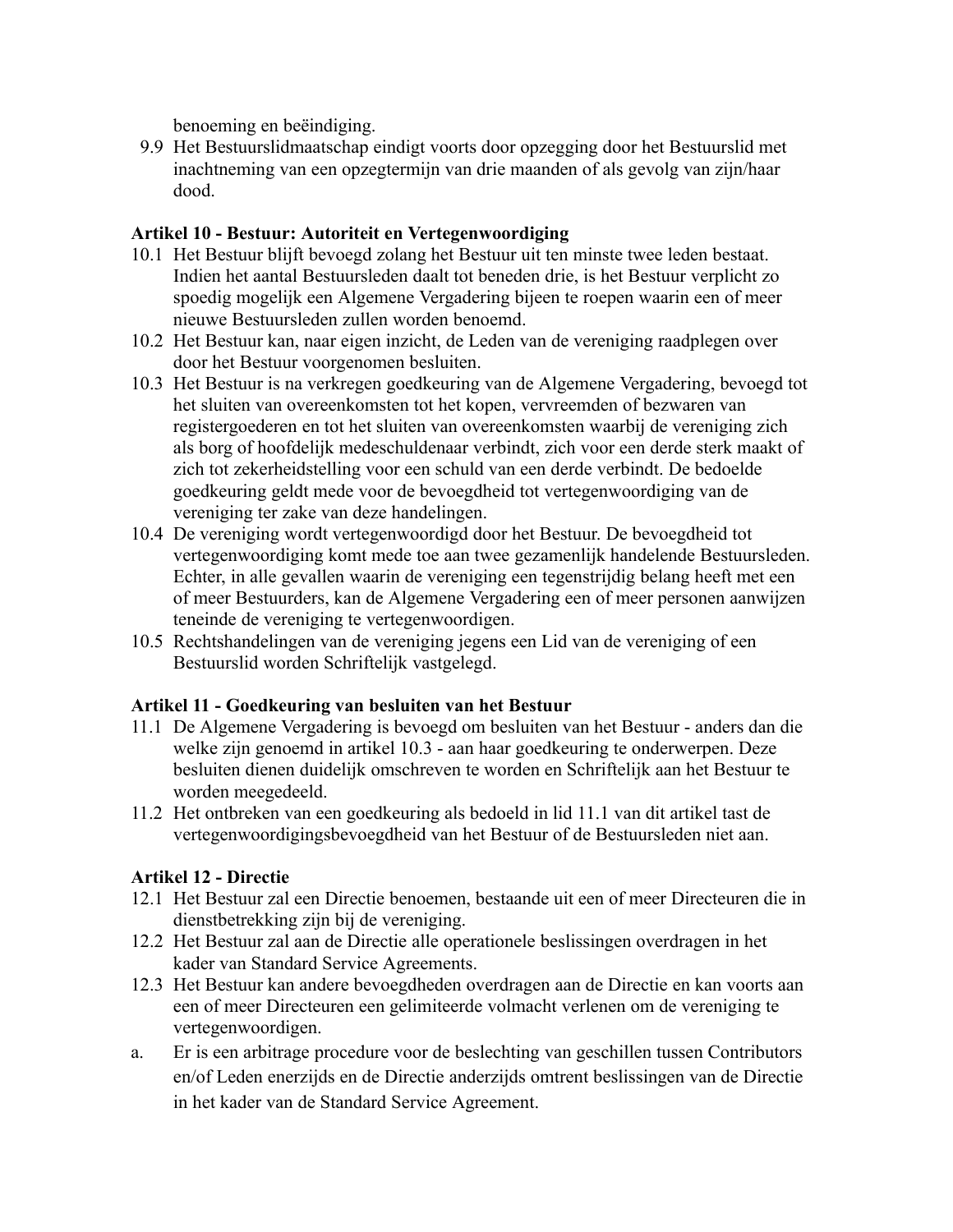benoeming en beëindiging.

9.9 Het Bestuurslidmaatschap eindigt voorts door opzegging door het Bestuurslid met inachtneming van een opzegtermijn van drie maanden of als gevolg van zijn/haar dood.

**Artikel 10 - Bestuur: Autoriteit en Vertegenwoordiging**

10.1 Het Bestuur blijft bevoegd zolang het Bestuur uit ten minste twee leden bestaat. Indien het aantal Bestuursleden daalt tot beneden drie, is het Bestuur verplicht zo spoedig mogelijk een Algemene Vergadering bijeen te roepen waarin een of meer nieuwe Bestuursleden zullen worden benoemd.

10.2 Het Bestuur kan, naar eigen inzicht, de Leden van de vereniging raadplegen over door het Bestuur voorgenomen besluiten.

10.3 Het Bestuur is na verkregen goedkeuring van de Algemene Vergadering, bevoegd tot het sluiten van overeenkomsten tot het kopen, vervreemden of bezwaren van registergoederen en tot het sluiten van overeenkomsten waarbij de vereniging zich als borg of hoofdelijk medeschuldenaar verbindt, zich voor een derde sterk maakt of zich tot zekerheidstelling voor een schuld van een derde verbindt. De bedoelde goedkeuring geldt mede voor de bevoegdheid tot vertegenwoordiging van de vereniging ter zake van deze handelingen.

10.4 De vereniging wordt vertegenwoordigd door het Bestuur. De bevoegdheid tot vertegenwoordiging komt mede toe aan twee gezamenlijk handelende Bestuursleden. Echter, in alle gevallen waarin de vereniging een tegenstrijdig belang heeft met een of meer Bestuurders, kan de Algemene Vergadering een of meer personen aanwijzen teneinde de vereniging te vertegenwoordigen.

10.5 Rechtshandelingen van de vereniging jegens een Lid van de vereniging of een Bestuurslid worden Schriftelijk vastgelegd.

**Artikel 11 - Goedkeuring van besluiten van het Bestuur**

11.1 De Algemene Vergadering is bevoegd om besluiten van het Bestuur - anders dan die welke zijn genoemd in artikel 10.3 - aan haar goedkeuring te onderwerpen. Deze besluiten dienen duidelijk omschreven te worden en Schriftelijk aan het Bestuur te worden meegedeeld.

11.2 Het ontbreken van een goedkeuring als bedoeld in lid 11.1 van dit artikel tast de vertegenwoordigingsbevoegdheid van het Bestuur of de Bestuursleden niet aan.

**Artikel 12 - Directie**

12.1 Het Bestuur zal een Directie benoemen, bestaande uit een of meer Directeuren die in dienstbetrekking zijn bij de vereniging.

12.2 Het Bestuur zal aan de Directie alle operationele beslissingen overdragen in het kader van Standard Service Agreements.

12.3 Het Bestuur kan andere bevoegdheden overdragen aan de Directie en kan voorts aan een of meer Directeuren een gelimiteerde volmacht verlenen om de vereniging te vertegenwoordigen.

a. Er is een arbitrage procedure voor de beslechting van geschillen tussen Contributors en/of Leden enerzijds en de Directie anderzijds omtrent beslissingen van de Directie in het kader van de Standard Service Agreement.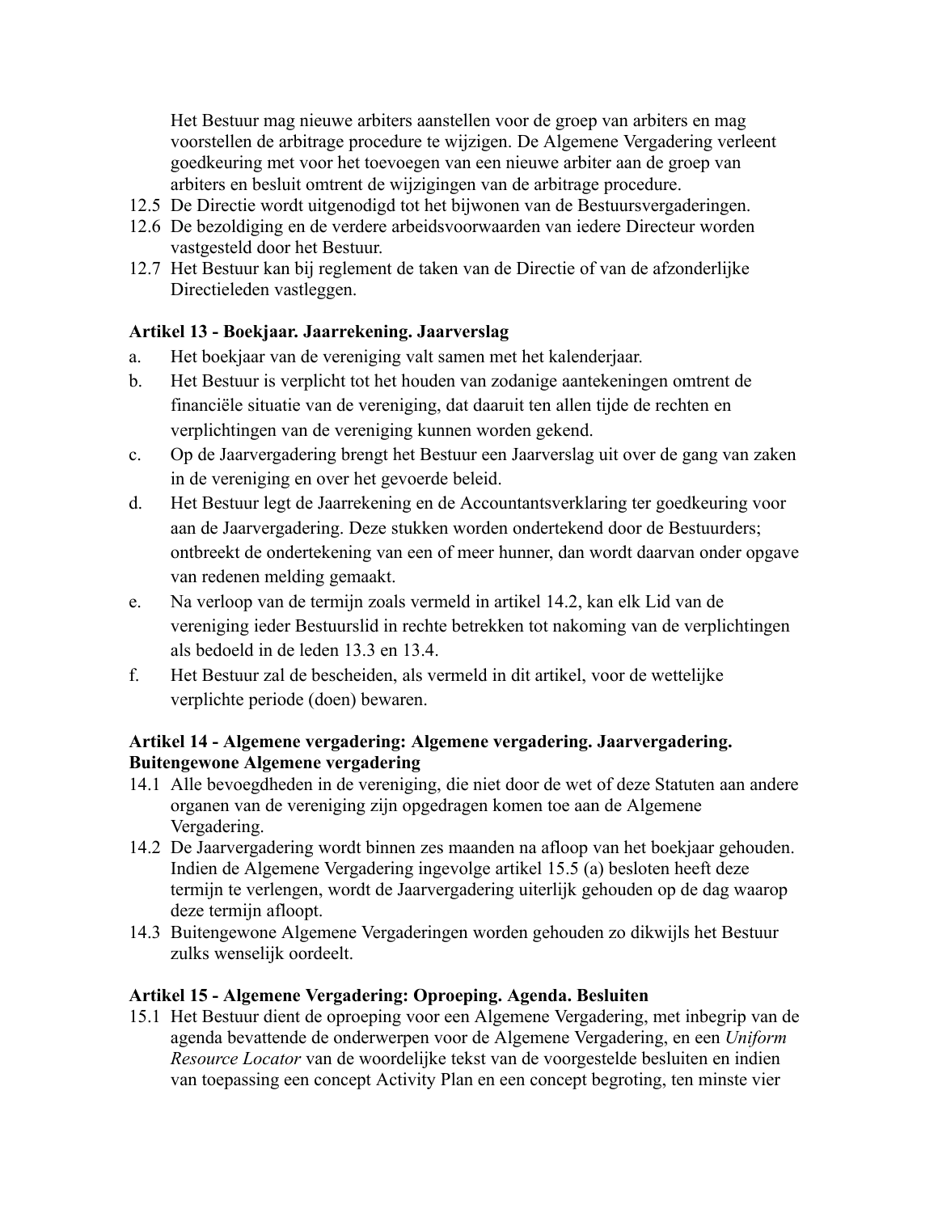Het Bestuur mag nieuwe arbiters aanstellen voor de groep van arbiters en mag voorstellen de arbitrage procedure te wijzigen. De Algemene Vergadering verleent goedkeuring met voor het toevoegen van een nieuwe arbiter aan de groep van arbiters en besluit omtrent de wijzigingen van de arbitrage procedure.

12.5 De Directie wordt uitgenodigd tot het bijwonen van de Bestuursvergaderingen.

12.6 De bezoldiging en de verdere arbeidsvoorwaarden van iedere Directeur worden vastgesteld door het Bestuur.

12.7 Het Bestuur kan bij reglement de taken van de Directie of van de afzonderlijke Directieleden vastleggen.

**Artikel 13 - Boekjaar. Jaarrekening. Jaarverslag**

a. Het boekjaar van de vereniging valt samen met het kalenderjaar.

b. Het Bestuur is verplicht tot het houden van zodanige aantekeningen omtrent de financiële situatie van de vereniging, dat daaruit ten allen tijde de rechten en verplichtingen van de vereniging kunnen worden gekend.

c. Op de Jaarvergadering brengt het Bestuur een Jaarverslag uit over de gang van zaken in de vereniging en over het gevoerde beleid.

d. Het Bestuur legt de Jaarrekening en de Accountantsverklaring ter goedkeuring voor aan de Jaarvergadering. Deze stukken worden ondertekend door de Bestuurders; ontbreekt de ondertekening van een of meer hunner, dan wordt daarvan onder opgave van redenen melding gemaakt.

e. Na verloop van de termijn zoals vermeld in artikel 14.2, kan elk Lid van de vereniging ieder Bestuurslid in rechte betrekken tot nakoming van de verplichtingen als bedoeld in de leden 13.3 en 13.4.

f. Het Bestuur zal de bescheiden, als vermeld in dit artikel, voor de wettelijke verplichte periode (doen) bewaren.

**Artikel 14 - Algemene vergadering: Algemene vergadering. Jaarvergadering. Buitengewone Algemene vergadering**

14.1 Alle bevoegdheden in de vereniging, die niet door de wet of deze Statuten aan andere organen van de vereniging zijn opgedragen komen toe aan de Algemene Vergadering.

14.2 De Jaarvergadering wordt binnen zes maanden na afloop van het boekjaar gehouden. Indien de Algemene Vergadering ingevolge artikel 15.5 (a) besloten heeft deze termijn te verlengen, wordt de Jaarvergadering uiterlijk gehouden op de dag waarop deze termijn afloopt.

14.3 Buitengewone Algemene Vergaderingen worden gehouden zo dikwijls het Bestuur zulks wenselijk oordeelt.

**Artikel 15 - Algemene Vergadering: Oproeping. Agenda. Besluiten**

15.1 Het Bestuur dient de oproeping voor een Algemene Vergadering, met inbegrip van de agenda bevattende de onderwerpen voor de Algemene Vergadering, en een *Uniform Resource Locator* van de woordelijke tekst van de voorgestelde besluiten en indien van toepassing een concept Activity Plan en een concept begroting, ten minste vier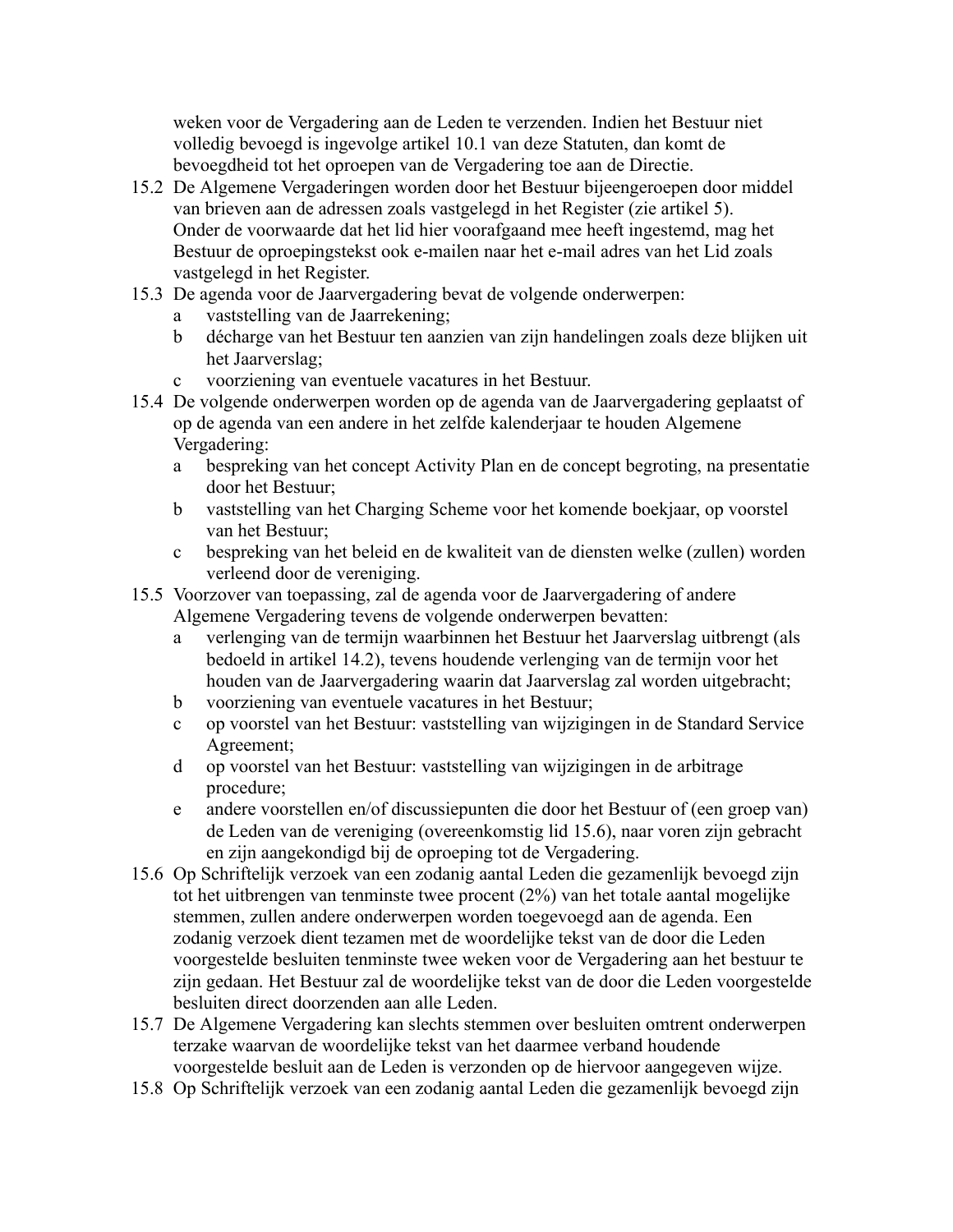weken voor de Vergadering aan de Leden te verzenden. Indien het Bestuur niet volledig bevoegd is ingevolge artikel 10.1 van deze Statuten, dan komt de bevoegdheid tot het oproepen van de Vergadering toe aan de Directie.

15.2 De Algemene Vergaderingen worden door het Bestuur bijeengeroepen door middel van brieven aan de adressen zoals vastgelegd in het Register (zie artikel 5). Onder de voorwaarde dat het lid hier voorafgaand mee heeft ingestemd, mag het Bestuur de oproepingstekst ook e-mailen naar het e-mail adres van het Lid zoals vastgelegd in het Register.

15.3 De agenda voor de Jaarvergadering bevat de volgende onderwerpen:
  - a vaststelling van de Jaarrekening;
  - b décharge van het Bestuur ten aanzien van zijn handelingen zoals deze blijken uit het Jaarverslag;
  - c voorziening van eventuele vacatures in het Bestuur.

15.4 De volgende onderwerpen worden op de agenda van de Jaarvergadering geplaatst of op de agenda van een andere in het zelfde kalenderjaar te houden Algemene Vergadering:
  - a bespreking van het concept Activity Plan en de concept begroting, na presentatie door het Bestuur;
  - b vaststelling van het Charging Scheme voor het komende boekjaar, op voorstel van het Bestuur;
  - c bespreking van het beleid en de kwaliteit van de diensten welke (zullen) worden verleend door de vereniging.

15.5 Voorzover van toepassing, zal de agenda voor de Jaarvergadering of andere Algemene Vergadering tevens de volgende onderwerpen bevatten:
  - a verlenging van de termijn waarbinnen het Bestuur het Jaarverslag uitbrengt (als bedoeld in artikel 14.2), tevens houdende verlenging van de termijn voor het houden van de Jaarvergadering waarin dat Jaarverslag zal worden uitgebracht;
  - b voorziening van eventuele vacatures in het Bestuur;
  - c op voorstel van het Bestuur: vaststelling van wijzigingen in de Standard Service Agreement;
  - d op voorstel van het Bestuur: vaststelling van wijzigingen in de arbitrage procedure;
  - e andere voorstellen en/of discussiepunten die door het Bestuur of (een groep van) de Leden van de vereniging (overeenkomstig lid 15.6), naar voren zijn gebracht en zijn aangekondigd bij de oproeping tot de Vergadering.

15.6 Op Schriftelijk verzoek van een zodanig aantal Leden die gezamenlijk bevoegd zijn tot het uitbrengen van tenminste twee procent (2%) van het totale aantal mogelijke stemmen, zullen andere onderwerpen worden toegevoegd aan de agenda. Een zodanig verzoek dient tezamen met de woordelijke tekst van de door die Leden voorgestelde besluiten tenminste twee weken voor de Vergadering aan het bestuur te zijn gedaan. Het Bestuur zal de woordelijke tekst van de door die Leden voorgestelde besluiten direct doorzenden aan alle Leden.

15.7 De Algemene Vergadering kan slechts stemmen over besluiten omtrent onderwerpen terzake waarvan de woordelijke tekst van het daarmee verband houdende voorgestelde besluit aan de Leden is verzonden op de hiervoor aangegeven wijze.

15.8 Op Schriftelijk verzoek van een zodanig aantal Leden die gezamenlijk bevoegd zijn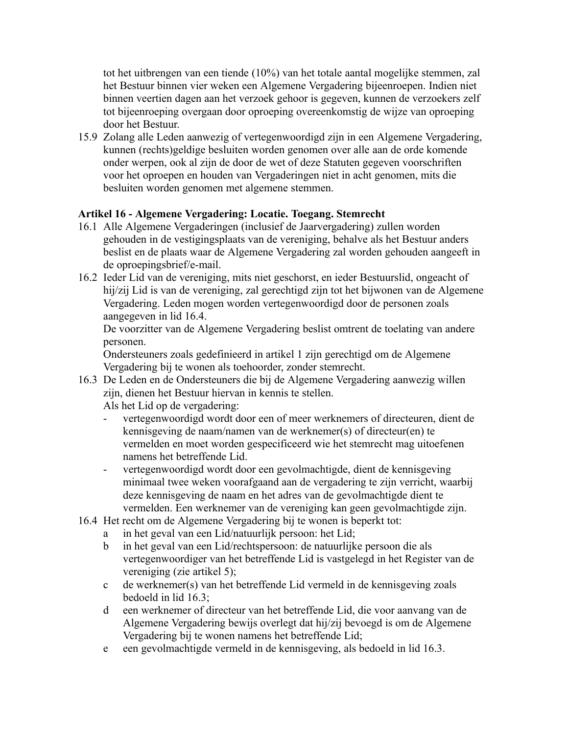tot het uitbrengen van een tiende (10%) van het totale aantal mogelijke stemmen, zal het Bestuur binnen vier weken een Algemene Vergadering bijeenroepen. Indien niet binnen veertien dagen aan het verzoek gehoor is gegeven, kunnen de verzoekers zelf tot bijeenroeping overgaan door oproeping overeenkomstig de wijze van oproeping door het Bestuur.

15.9 Zolang alle Leden aanwezig of vertegenwoordigd zijn in een Algemene Vergadering, kunnen (rechts)geldige besluiten worden genomen over alle aan de orde komende onder werpen, ook al zijn de door de wet of deze Statuten gegeven voorschriften voor het oproepen en houden van Vergaderingen niet in acht genomen, mits die besluiten worden genomen met algemene stemmen.

**Artikel 16 - Algemene Vergadering: Locatie. Toegang. Stemrecht**

16.1 Alle Algemene Vergaderingen (inclusief de Jaarvergadering) zullen worden gehouden in de vestigingsplaats van de vereniging, behalve als het Bestuur anders beslist en de plaats waar de Algemene Vergadering zal worden gehouden aangeeft in de oproepingsbrief/e-mail.

16.2 Ieder Lid van de vereniging, mits niet geschorst, en ieder Bestuurslid, ongeacht of hij/zij Lid is van de vereniging, zal gerechtigd zijn tot het bijwonen van de Algemene Vergadering. Leden mogen worden vertegenwoordigd door de personen zoals aangegeven in lid 16.4.
De voorzitter van de Algemene Vergadering beslist omtrent de toelating van andere personen.
Ondersteuners zoals gedefinieerd in artikel 1 zijn gerechtigd om de Algemene Vergadering bij te wonen als toehoorder, zonder stemrecht.

16.3 De Leden en de Ondersteuners die bij de Algemene Vergadering aanwezig willen zijn, dienen het Bestuur hiervan in kennis te stellen.
Als het Lid op de vergadering:
- vertegenwoordigd wordt door een of meer werknemers of directeuren, dient de kennisgeving de naam/namen van de werknemer(s) of directeur(en) te vermelden en moet worden gespecificeerd wie het stemrecht mag uitoefenen namens het betreffende Lid.
- vertegenwoordigd wordt door een gevolmachtigde, dient de kennisgeving minimaal twee weken voorafgaand aan de vergadering te zijn verricht, waarbij deze kennisgeving de naam en het adres van de gevolmachtigde dient te vermelden. Een werknemer van de vereniging kan geen gevolmachtigde zijn.

16.4 Het recht om de Algemene Vergadering bij te wonen is beperkt tot:
   a in het geval van een Lid/natuurlijk persoon: het Lid;
   b in het geval van een Lid/rechtspersoon: de natuurlijke persoon die als vertegenwoordiger van het betreffende Lid is vastgelegd in het Register van de vereniging (zie artikel 5);
   c de werknemer(s) van het betreffende Lid vermeld in de kennisgeving zoals bedoeld in lid 16.3;
   d een werknemer of directeur van het betreffende Lid, die voor aanvang van de Algemene Vergadering bewijs overlegt dat hij/zij bevoegd is om de Algemene Vergadering bij te wonen namens het betreffende Lid;
   e een gevolmachtigde vermeld in de kennisgeving, als bedoeld in lid 16.3.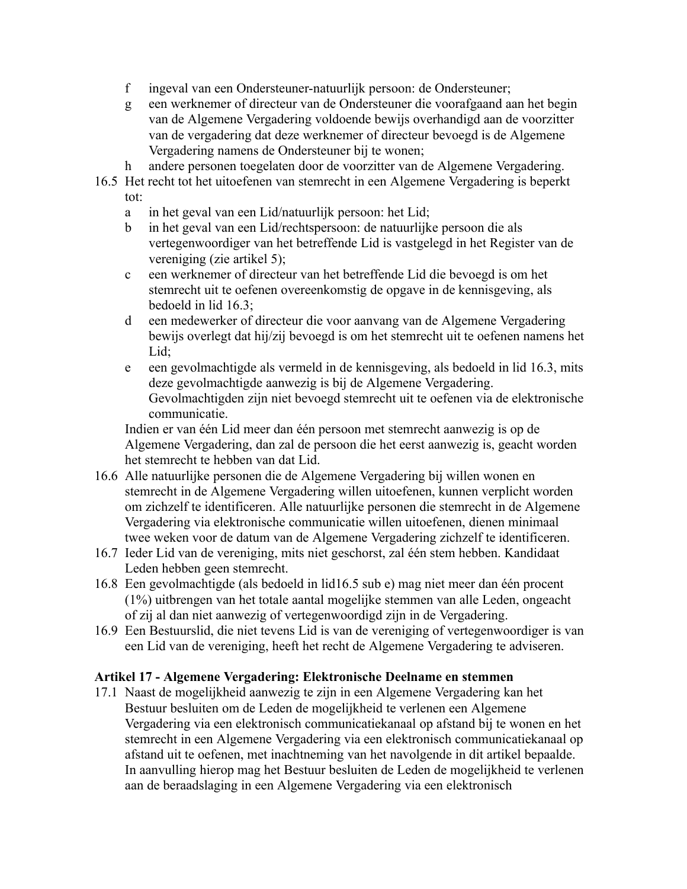- f ingeval van een Ondersteuner-natuurlijk persoon: de Ondersteuner;
- g een werknemer of directeur van de Ondersteuner die voorafgaand aan het begin van de Algemene Vergadering voldoende bewijs overhandigd aan de voorzitter van de vergadering dat deze werknemer of directeur bevoegd is de Algemene Vergadering namens de Ondersteuner bij te wonen;
- h andere personen toegelaten door de voorzitter van de Algemene Vergadering.

16.5 Het recht tot het uitoefenen van stemrecht in een Algemene Vergadering is beperkt tot:

- a in het geval van een Lid/natuurlijk persoon: het Lid;
- b in het geval van een Lid/rechtspersoon: de natuurlijke persoon die als vertegenwoordiger van het betreffende Lid is vastgelegd in het Register van de vereniging (zie artikel 5);
- c een werknemer of directeur van het betreffende Lid die bevoegd is om het stemrecht uit te oefenen overeenkomstig de opgave in de kennisgeving, als bedoeld in lid 16.3;
- d een medewerker of directeur die voor aanvang van de Algemene Vergadering bewijs overlegt dat hij/zij bevoegd is om het stemrecht uit te oefenen namens het Lid;
- e een gevolmachtigde als vermeld in de kennisgeving, als bedoeld in lid 16.3, mits deze gevolmachtigde aanwezig is bij de Algemene Vergadering. Gevolmachtigden zijn niet bevoegd stemrecht uit te oefenen via de elektronische communicatie.

Indien er van één Lid meer dan één persoon met stemrecht aanwezig is op de Algemene Vergadering, dan zal de persoon die het eerst aanwezig is, geacht worden het stemrecht te hebben van dat Lid.

16.6 Alle natuurlijke personen die de Algemene Vergadering bij willen wonen en stemrecht in de Algemene Vergadering willen uitoefenen, kunnen verplicht worden om zichzelf te identificeren. Alle natuurlijke personen die stemrecht in de Algemene Vergadering via elektronische communicatie willen uitoefenen, dienen minimaal twee weken voor de datum van de Algemene Vergadering zichzelf te identificeren.

16.7 Ieder Lid van de vereniging, mits niet geschorst, zal één stem hebben. Kandidaat Leden hebben geen stemrecht.

16.8 Een gevolmachtigde (als bedoeld in lid16.5 sub e) mag niet meer dan één procent (1%) uitbrengen van het totale aantal mogelijke stemmen van alle Leden, ongeacht of zij al dan niet aanwezig of vertegenwoordigd zijn in de Vergadering.

16.9 Een Bestuurslid, die niet tevens Lid is van de vereniging of vertegenwoordiger is van een Lid van de vereniging, heeft het recht de Algemene Vergadering te adviseren.

**Artikel 17 - Algemene Vergadering: Elektronische Deelname en stemmen**

17.1 Naast de mogelijkheid aanwezig te zijn in een Algemene Vergadering kan het Bestuur besluiten om de Leden de mogelijkheid te verlenen een Algemene Vergadering via een elektronisch communicatiekanaal op afstand bij te wonen en het stemrecht in een Algemene Vergadering via een elektronisch communicatiekanaal op afstand uit te oefenen, met inachtneming van het navolgende in dit artikel bepaalde. In aanvulling hierop mag het Bestuur besluiten de Leden de mogelijkheid te verlenen aan de beraadslaging in een Algemene Vergadering via een elektronisch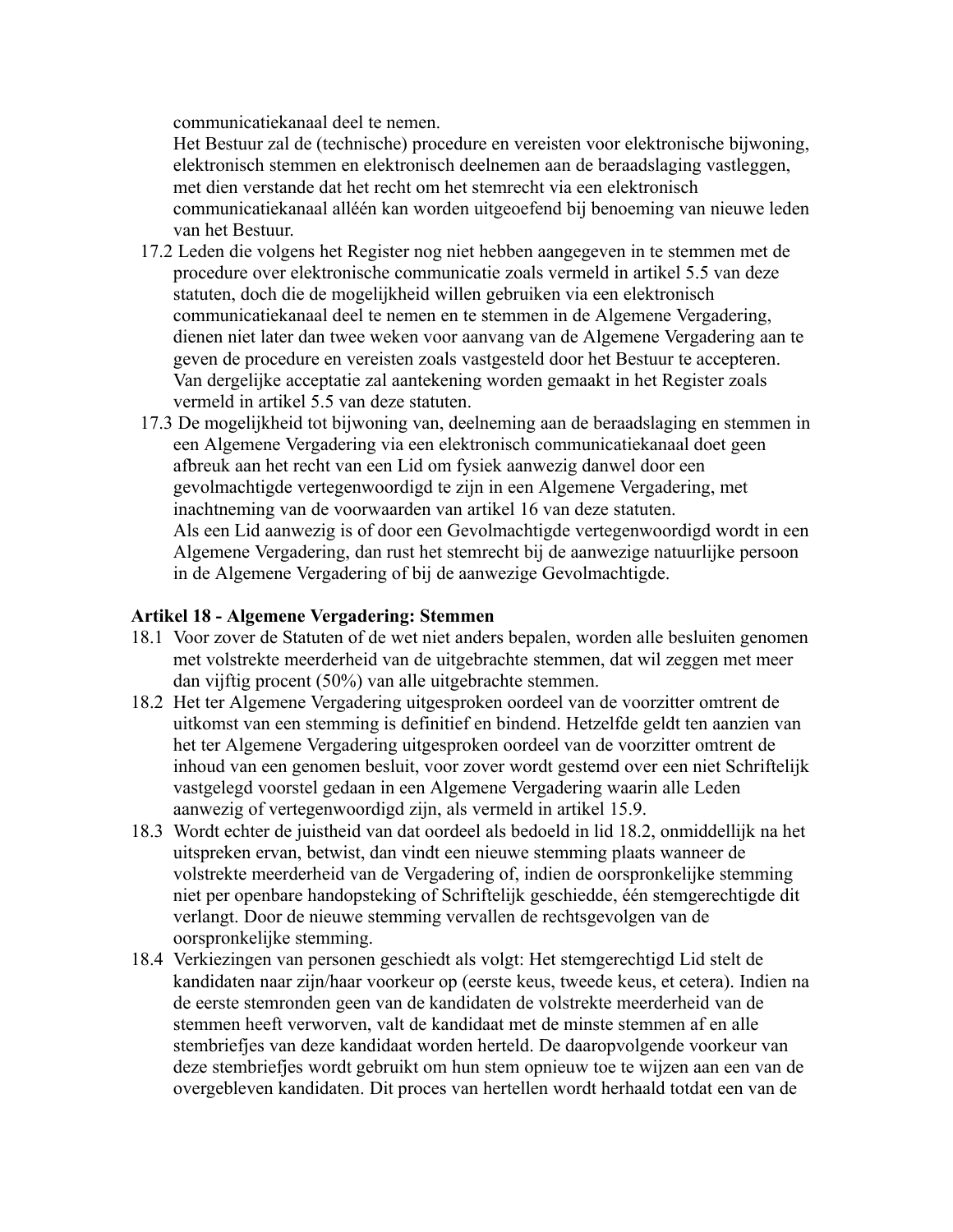communicatiekanaal deel te nemen.
Het Bestuur zal de (technische) procedure en vereisten voor elektronische bijwoning, elektronisch stemmen en elektronisch deelnemen aan de beraadslaging vastleggen, met dien verstande dat het recht om het stemrecht via een elektronisch communicatiekanaal alléén kan worden uitgeoefend bij benoeming van nieuwe leden van het Bestuur.

17.2 Leden die volgens het Register nog niet hebben aangegeven in te stemmen met de procedure over elektronische communicatie zoals vermeld in artikel 5.5 van deze statuten, doch die de mogelijkheid willen gebruiken via een elektronisch communicatiekanaal deel te nemen en te stemmen in de Algemene Vergadering, dienen niet later dan twee weken voor aanvang van de Algemene Vergadering aan te geven de procedure en vereisten zoals vastgesteld door het Bestuur te accepteren. Van dergelijke acceptatie zal aantekening worden gemaakt in het Register zoals vermeld in artikel 5.5 van deze statuten.

17.3 De mogelijkheid tot bijwoning van, deelneming aan de beraadslaging en stemmen in een Algemene Vergadering via een elektronisch communicatiekanaal doet geen afbreuk aan het recht van een Lid om fysiek aanwezig danwel door een gevolmachtigde vertegenwoordigd te zijn in een Algemene Vergadering, met inachtneming van de voorwaarden van artikel 16 van deze statuten.
Als een Lid aanwezig is of door een Gevolmachtigde vertegenwoordigd wordt in een Algemene Vergadering, dan rust het stemrecht bij de aanwezige natuurlijke persoon in de Algemene Vergadering of bij de aanwezige Gevolmachtigde.

**Artikel 18 - Algemene Vergadering: Stemmen**

18.1 Voor zover de Statuten of de wet niet anders bepalen, worden alle besluiten genomen met volstrekte meerderheid van de uitgebrachte stemmen, dat wil zeggen met meer dan vijftig procent (50%) van alle uitgebrachte stemmen.

18.2 Het ter Algemene Vergadering uitgesproken oordeel van de voorzitter omtrent de uitkomst van een stemming is definitief en bindend. Hetzelfde geldt ten aanzien van het ter Algemene Vergadering uitgesproken oordeel van de voorzitter omtrent de inhoud van een genomen besluit, voor zover wordt gestemd over een niet Schriftelijk vastgelegd voorstel gedaan in een Algemene Vergadering waarin alle Leden aanwezig of vertegenwoordigd zijn, als vermeld in artikel 15.9.

18.3 Wordt echter de juistheid van dat oordeel als bedoeld in lid 18.2, onmiddellijk na het uitspreken ervan, betwist, dan vindt een nieuwe stemming plaats wanneer de volstrekte meerderheid van de Vergadering of, indien de oorspronkelijke stemming niet per openbare handopsteking of Schriftelijk geschiedde, één stemgerechtigde dit verlangt. Door de nieuwe stemming vervallen de rechtsgevolgen van de oorspronkelijke stemming.

18.4 Verkiezingen van personen geschiedt als volgt: Het stemgerechtigd Lid stelt de kandidaten naar zijn/haar voorkeur op (eerste keus, tweede keus, et cetera). Indien na de eerste stemronden geen van de kandidaten de volstrekte meerderheid van de stemmen heeft verworven, valt de kandidaat met de minste stemmen af en alle stembriefjes van deze kandidaat worden herteld. De daaropvolgende voorkeur van deze stembriefjes wordt gebruikt om hun stem opnieuw toe te wijzen aan een van de overgebleven kandidaten. Dit proces van hertellen wordt herhaald totdat een van de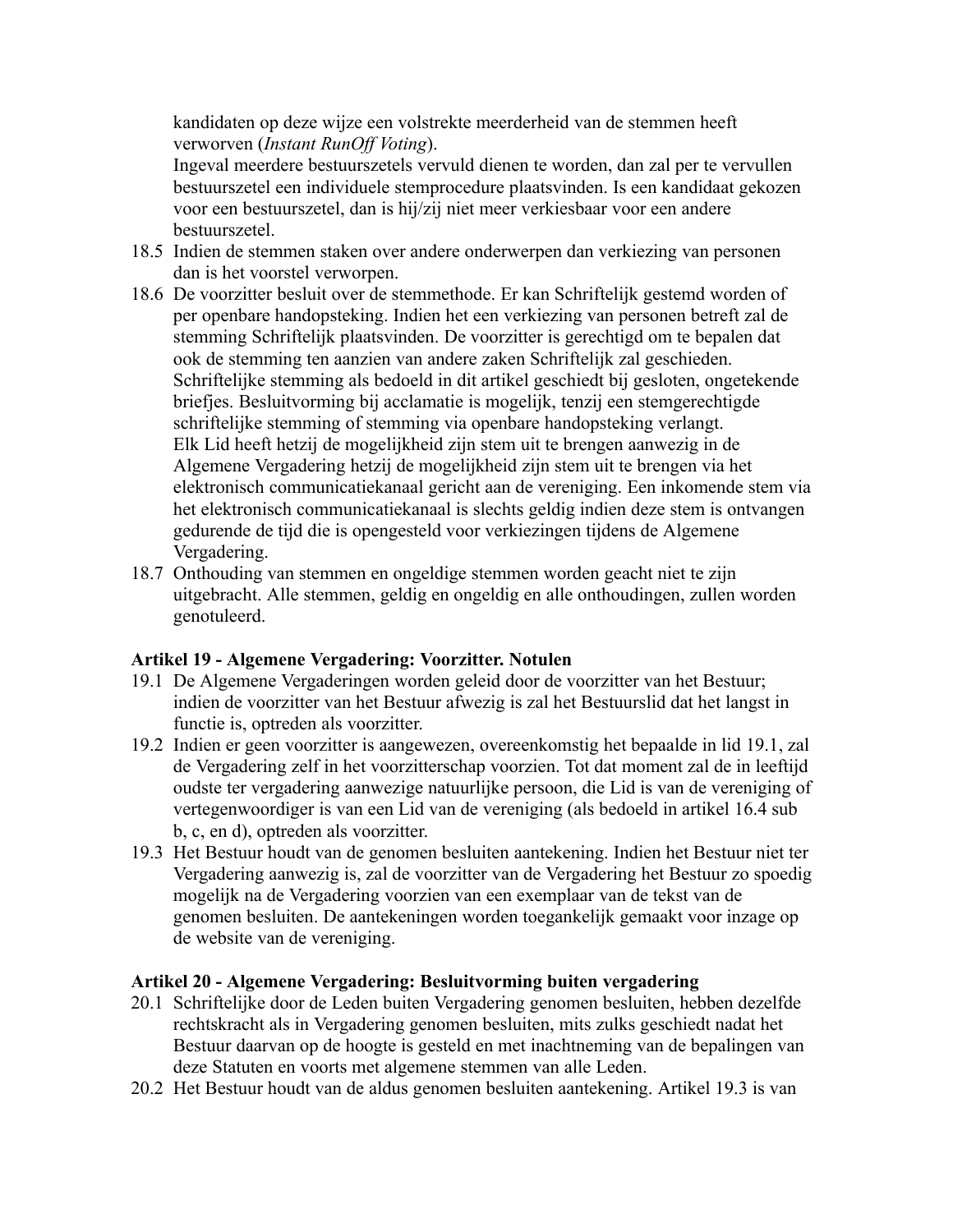kandidaten op deze wijze een volstrekte meerderheid van de stemmen heeft verworven (*Instant RunOff Voting*).
Ingeval meerdere bestuurszetels vervuld dienen te worden, dan zal per te vervullen bestuurszetel een individuele stemprocedure plaatsvinden. Is een kandidaat gekozen voor een bestuurszetel, dan is hij/zij niet meer verkiesbaar voor een andere bestuurszetel.

18.5 Indien de stemmen staken over andere onderwerpen dan verkiezing van personen dan is het voorstel verworpen.

18.6 De voorzitter besluit over de stemmethode. Er kan Schriftelijk gestemd worden of per openbare handopsteking. Indien het een verkiezing van personen betreft zal de stemming Schriftelijk plaatsvinden. De voorzitter is gerechtigd om te bepalen dat ook de stemming ten aanzien van andere zaken Schriftelijk zal geschieden. Schriftelijke stemming als bedoeld in dit artikel geschiedt bij gesloten, ongetekende briefjes. Besluitvorming bij acclamatie is mogelijk, tenzij een stemgerechtigde schriftelijke stemming of stemming via openbare handopsteking verlangt.
Elk Lid heeft hetzij de mogelijkheid zijn stem uit te brengen aanwezig in de Algemene Vergadering hetzij de mogelijkheid zijn stem uit te brengen via het elektronisch communicatiekanaal gericht aan de vereniging. Een inkomende stem via het elektronisch communicatiekanaal is slechts geldig indien deze stem is ontvangen gedurende de tijd die is opengesteld voor verkiezingen tijdens de Algemene Vergadering.

18.7 Onthouding van stemmen en ongeldige stemmen worden geacht niet te zijn uitgebracht. Alle stemmen, geldig en ongeldig en alle onthoudingen, zullen worden genotuleerd.

**Artikel 19 - Algemene Vergadering: Voorzitter. Notulen**

19.1 De Algemene Vergaderingen worden geleid door de voorzitter van het Bestuur; indien de voorzitter van het Bestuur afwezig is zal het Bestuurslid dat het langst in functie is, optreden als voorzitter.

19.2 Indien er geen voorzitter is aangewezen, overeenkomstig het bepaalde in lid 19.1, zal de Vergadering zelf in het voorzitterschap voorzien. Tot dat moment zal de in leeftijd oudste ter vergadering aanwezige natuurlijke persoon, die Lid is van de vereniging of vertegenwoordiger is van een Lid van de vereniging (als bedoeld in artikel 16.4 sub b, c, en d), optreden als voorzitter.

19.3 Het Bestuur houdt van de genomen besluiten aantekening. Indien het Bestuur niet ter Vergadering aanwezig is, zal de voorzitter van de Vergadering het Bestuur zo spoedig mogelijk na de Vergadering voorzien van een exemplaar van de tekst van de genomen besluiten. De aantekeningen worden toegankelijk gemaakt voor inzage op de website van de vereniging.

**Artikel 20 - Algemene Vergadering: Besluitvorming buiten vergadering**

20.1 Schriftelijke door de Leden buiten Vergadering genomen besluiten, hebben dezelfde rechtskracht als in Vergadering genomen besluiten, mits zulks geschiedt nadat het Bestuur daarvan op de hoogte is gesteld en met inachtneming van de bepalingen van deze Statuten en voorts met algemene stemmen van alle Leden.

20.2 Het Bestuur houdt van de aldus genomen besluiten aantekening. Artikel 19.3 is van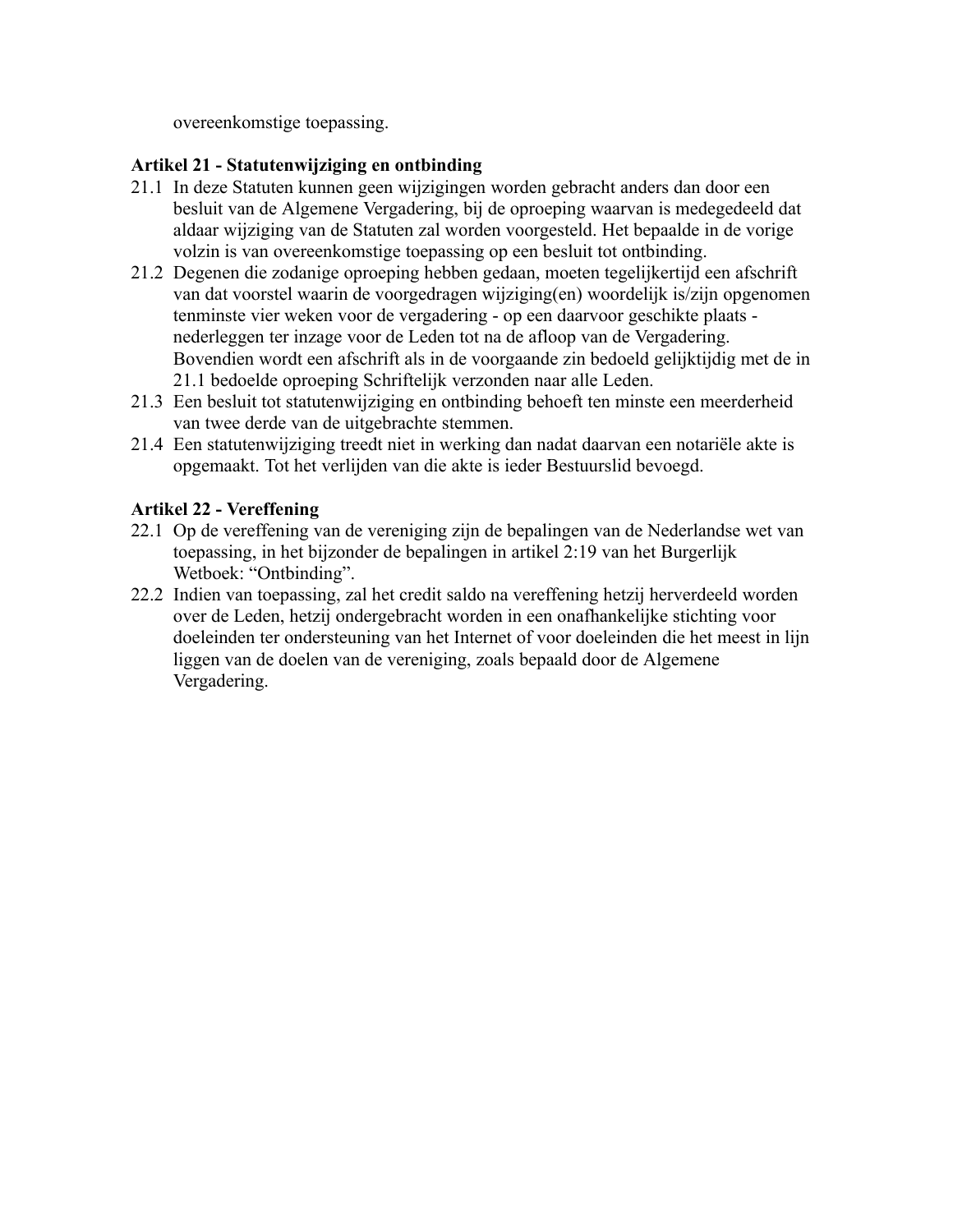overeenkomstige toepassing.

**Artikel 21 - Statutenwijziging en ontbinding**

21.1 In deze Statuten kunnen geen wijzigingen worden gebracht anders dan door een besluit van de Algemene Vergadering, bij de oproeping waarvan is medegedeeld dat aldaar wijziging van de Statuten zal worden voorgesteld. Het bepaalde in de vorige volzin is van overeenkomstige toepassing op een besluit tot ontbinding.

21.2 Degenen die zodanige oproeping hebben gedaan, moeten tegelijkertijd een afschrift van dat voorstel waarin de voorgedragen wijziging(en) woordelijk is/zijn opgenomen tenminste vier weken voor de vergadering - op een daarvoor geschikte plaats - nederleggen ter inzage voor de Leden tot na de afloop van de Vergadering. Bovendien wordt een afschrift als in de voorgaande zin bedoeld gelijktijdig met de in 21.1 bedoelde oproeping Schriftelijk verzonden naar alle Leden.

21.3 Een besluit tot statutenwijziging en ontbinding behoeft ten minste een meerderheid van twee derde van de uitgebrachte stemmen.

21.4 Een statutenwijziging treedt niet in werking dan nadat daarvan een notariële akte is opgemaakt. Tot het verlijden van die akte is ieder Bestuurslid bevoegd.

**Artikel 22 - Vereffening**

22.1 Op de vereffening van de vereniging zijn de bepalingen van de Nederlandse wet van toepassing, in het bijzonder de bepalingen in artikel 2:19 van het Burgerlijk Wetboek: “Ontbinding”.

22.2 Indien van toepassing, zal het credit saldo na vereffening hetzij herverdeeld worden over de Leden, hetzij ondergebracht worden in een onafhankelijke stichting voor doeleinden ter ondersteuning van het Internet of voor doeleinden die het meest in lijn liggen van de doelen van de vereniging, zoals bepaald door de Algemene Vergadering.